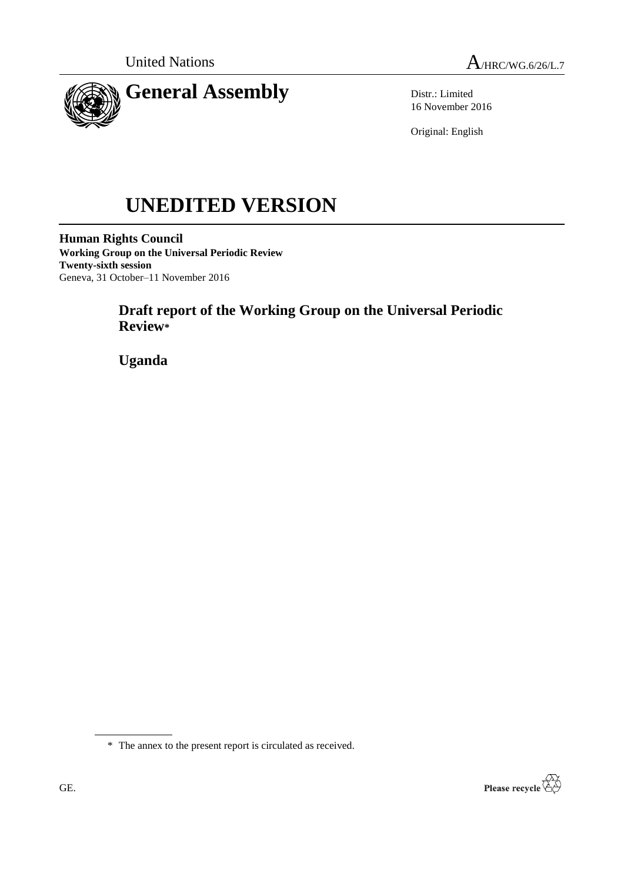United Nations

A/HRC/WG.6/26/L.7

# General Assembly

Distr.: Limited
16 November 2016

Original: English

# UNEDITED VERSION

**Human Rights Council**
**Working Group on the Universal Periodic Review**
**Twenty-sixth session**
Geneva, 31 October–11 November 2016

## Draft report of the Working Group on the Universal Periodic Review*

## Uganda

* The annex to the present report is circulated as received.

GE.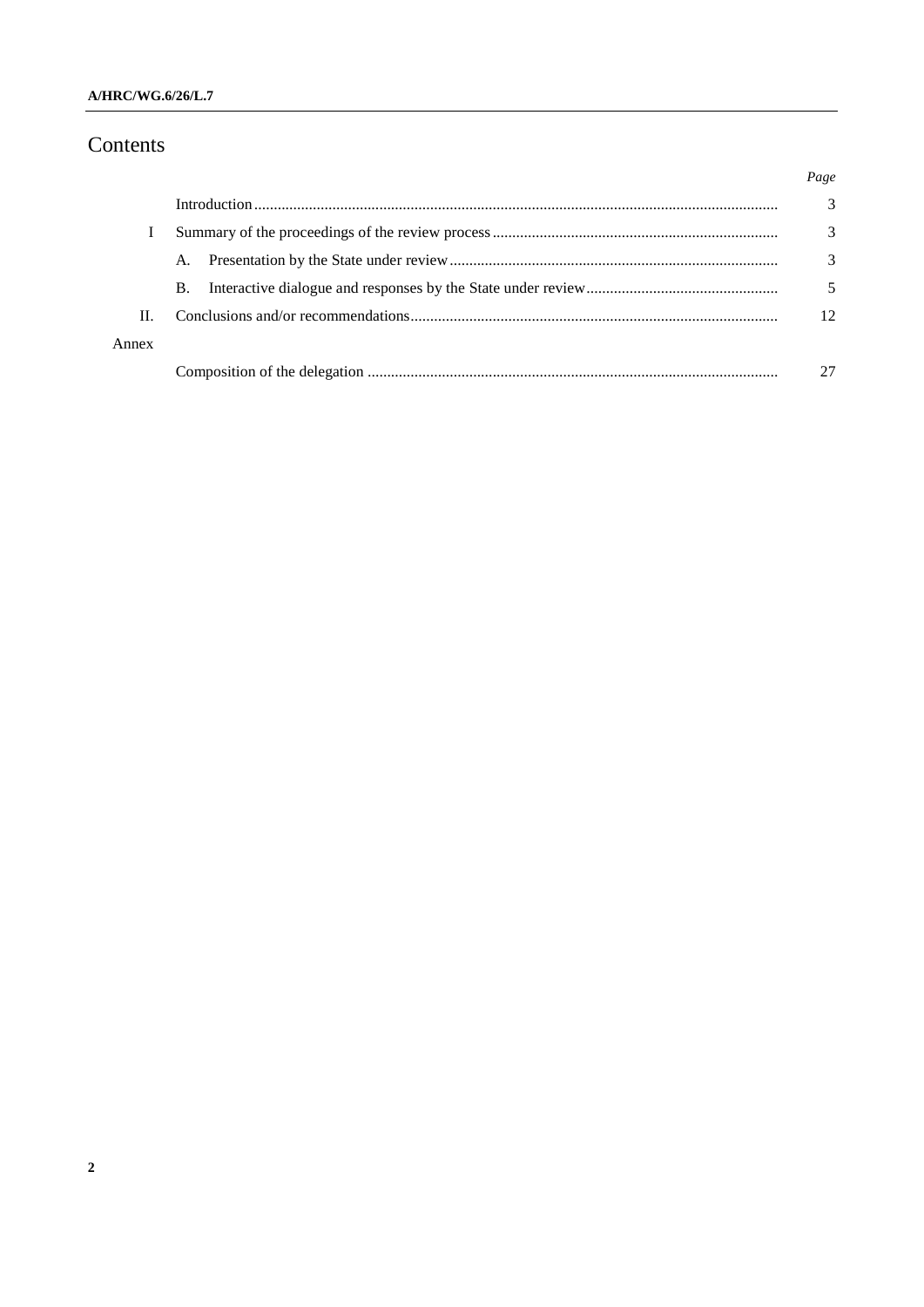# Contents

| | | *Page* |
|---|---|---|
| | Introduction | 3 |
| I | Summary of the proceedings of the review process | 3 |
| | A. Presentation by the State under review | 3 |
| | B. Interactive dialogue and responses by the State under review | 5 |
| II. | Conclusions and/or recommendations | 12 |
| Annex | | |
| | Composition of the delegation | 27 |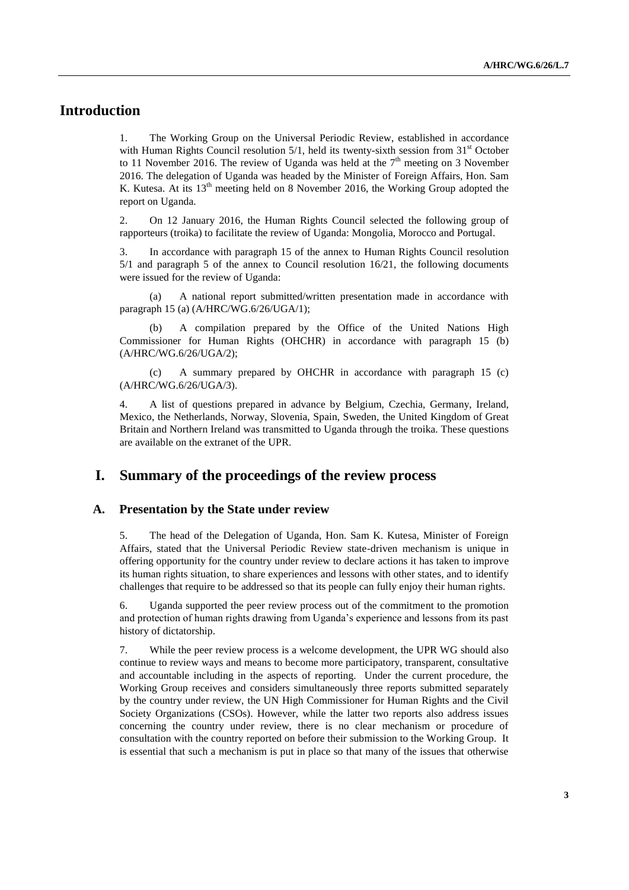# Introduction

1. The Working Group on the Universal Periodic Review, established in accordance with Human Rights Council resolution 5/1, held its twenty-sixth session from 31st October to 11 November 2016. The review of Uganda was held at the 7th meeting on 3 November 2016. The delegation of Uganda was headed by the Minister of Foreign Affairs, Hon. Sam K. Kutesa. At its 13th meeting held on 8 November 2016, the Working Group adopted the report on Uganda.

2. On 12 January 2016, the Human Rights Council selected the following group of rapporteurs (troika) to facilitate the review of Uganda: Mongolia, Morocco and Portugal.

3. In accordance with paragraph 15 of the annex to Human Rights Council resolution 5/1 and paragraph 5 of the annex to Council resolution 16/21, the following documents were issued for the review of Uganda:

(a) A national report submitted/written presentation made in accordance with paragraph 15 (a) (A/HRC/WG.6/26/UGA/1);

(b) A compilation prepared by the Office of the United Nations High Commissioner for Human Rights (OHCHR) in accordance with paragraph 15 (b) (A/HRC/WG.6/26/UGA/2);

(c) A summary prepared by OHCHR in accordance with paragraph 15 (c) (A/HRC/WG.6/26/UGA/3).

4. A list of questions prepared in advance by Belgium, Czechia, Germany, Ireland, Mexico, the Netherlands, Norway, Slovenia, Spain, Sweden, the United Kingdom of Great Britain and Northern Ireland was transmitted to Uganda through the troika. These questions are available on the extranet of the UPR.

# I. Summary of the proceedings of the review process

## A. Presentation by the State under review

5. The head of the Delegation of Uganda, Hon. Sam K. Kutesa, Minister of Foreign Affairs, stated that the Universal Periodic Review state-driven mechanism is unique in offering opportunity for the country under review to declare actions it has taken to improve its human rights situation, to share experiences and lessons with other states, and to identify challenges that require to be addressed so that its people can fully enjoy their human rights.

6. Uganda supported the peer review process out of the commitment to the promotion and protection of human rights drawing from Uganda's experience and lessons from its past history of dictatorship.

7. While the peer review process is a welcome development, the UPR WG should also continue to review ways and means to become more participatory, transparent, consultative and accountable including in the aspects of reporting. Under the current procedure, the Working Group receives and considers simultaneously three reports submitted separately by the country under review, the UN High Commissioner for Human Rights and the Civil Society Organizations (CSOs). However, while the latter two reports also address issues concerning the country under review, there is no clear mechanism or procedure of consultation with the country reported on before their submission to the Working Group. It is essential that such a mechanism is put in place so that many of the issues that otherwise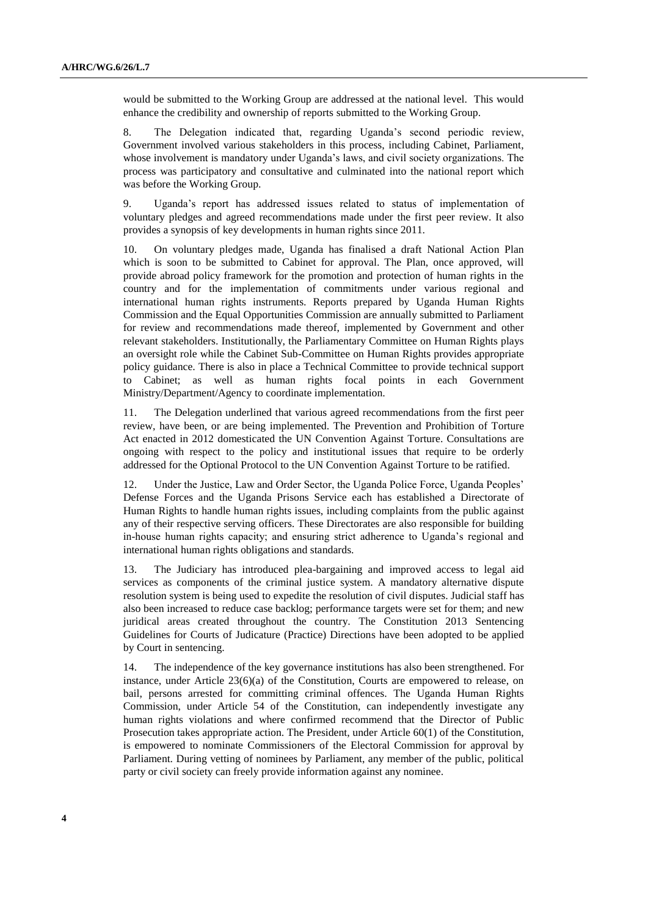would be submitted to the Working Group are addressed at the national level. This would enhance the credibility and ownership of reports submitted to the Working Group.

8. The Delegation indicated that, regarding Uganda's second periodic review, Government involved various stakeholders in this process, including Cabinet, Parliament, whose involvement is mandatory under Uganda's laws, and civil society organizations. The process was participatory and consultative and culminated into the national report which was before the Working Group.

9. Uganda's report has addressed issues related to status of implementation of voluntary pledges and agreed recommendations made under the first peer review. It also provides a synopsis of key developments in human rights since 2011.

10. On voluntary pledges made, Uganda has finalised a draft National Action Plan which is soon to be submitted to Cabinet for approval. The Plan, once approved, will provide abroad policy framework for the promotion and protection of human rights in the country and for the implementation of commitments under various regional and international human rights instruments. Reports prepared by Uganda Human Rights Commission and the Equal Opportunities Commission are annually submitted to Parliament for review and recommendations made thereof, implemented by Government and other relevant stakeholders. Institutionally, the Parliamentary Committee on Human Rights plays an oversight role while the Cabinet Sub-Committee on Human Rights provides appropriate policy guidance. There is also in place a Technical Committee to provide technical support to Cabinet; as well as human rights focal points in each Government Ministry/Department/Agency to coordinate implementation.

11. The Delegation underlined that various agreed recommendations from the first peer review, have been, or are being implemented. The Prevention and Prohibition of Torture Act enacted in 2012 domesticated the UN Convention Against Torture. Consultations are ongoing with respect to the policy and institutional issues that require to be orderly addressed for the Optional Protocol to the UN Convention Against Torture to be ratified.

12. Under the Justice, Law and Order Sector, the Uganda Police Force, Uganda Peoples' Defense Forces and the Uganda Prisons Service each has established a Directorate of Human Rights to handle human rights issues, including complaints from the public against any of their respective serving officers. These Directorates are also responsible for building in-house human rights capacity; and ensuring strict adherence to Uganda's regional and international human rights obligations and standards.

13. The Judiciary has introduced plea-bargaining and improved access to legal aid services as components of the criminal justice system. A mandatory alternative dispute resolution system is being used to expedite the resolution of civil disputes. Judicial staff has also been increased to reduce case backlog; performance targets were set for them; and new juridical areas created throughout the country. The Constitution 2013 Sentencing Guidelines for Courts of Judicature (Practice) Directions have been adopted to be applied by Court in sentencing.

14. The independence of the key governance institutions has also been strengthened. For instance, under Article 23(6)(a) of the Constitution, Courts are empowered to release, on bail, persons arrested for committing criminal offences. The Uganda Human Rights Commission, under Article 54 of the Constitution, can independently investigate any human rights violations and where confirmed recommend that the Director of Public Prosecution takes appropriate action. The President, under Article 60(1) of the Constitution, is empowered to nominate Commissioners of the Electoral Commission for approval by Parliament. During vetting of nominees by Parliament, any member of the public, political party or civil society can freely provide information against any nominee.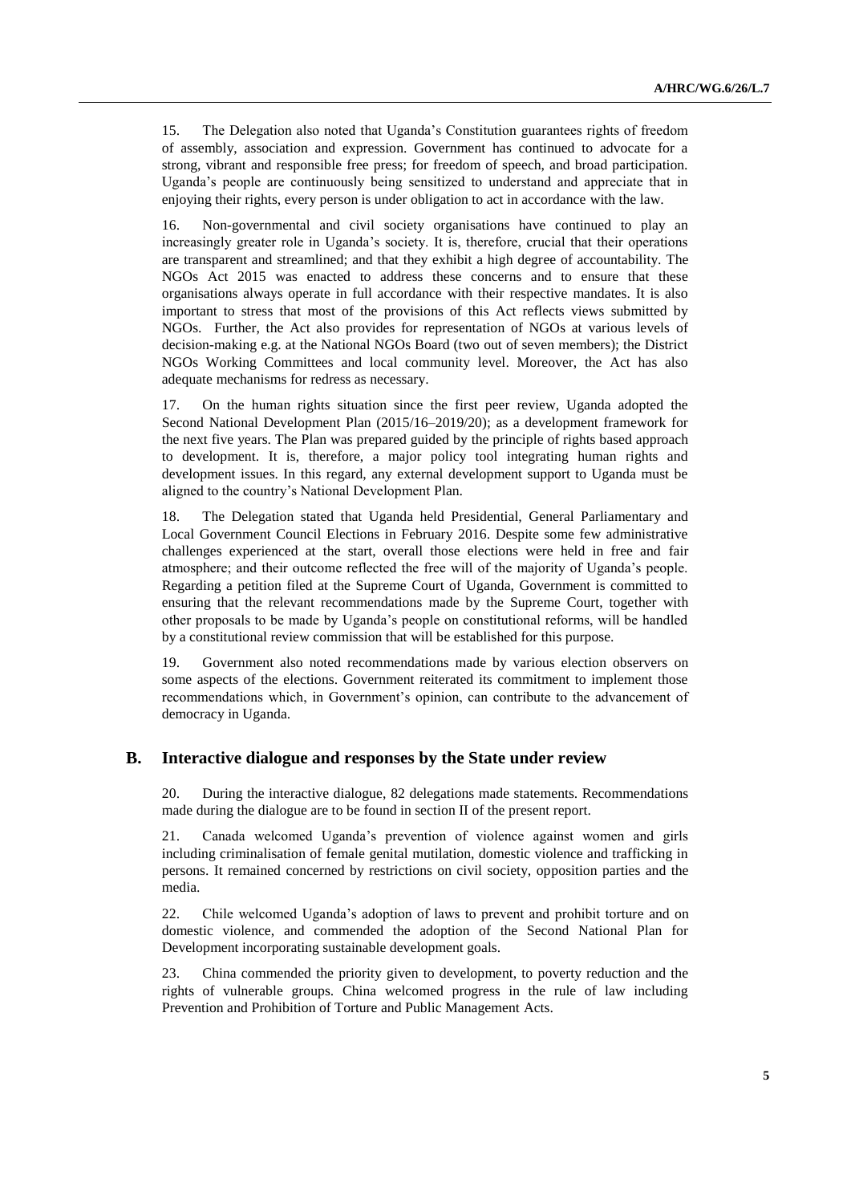15. The Delegation also noted that Uganda's Constitution guarantees rights of freedom of assembly, association and expression. Government has continued to advocate for a strong, vibrant and responsible free press; for freedom of speech, and broad participation. Uganda's people are continuously being sensitized to understand and appreciate that in enjoying their rights, every person is under obligation to act in accordance with the law.

16. Non-governmental and civil society organisations have continued to play an increasingly greater role in Uganda's society. It is, therefore, crucial that their operations are transparent and streamlined; and that they exhibit a high degree of accountability. The NGOs Act 2015 was enacted to address these concerns and to ensure that these organisations always operate in full accordance with their respective mandates. It is also important to stress that most of the provisions of this Act reflects views submitted by NGOs. Further, the Act also provides for representation of NGOs at various levels of decision-making e.g. at the National NGOs Board (two out of seven members); the District NGOs Working Committees and local community level. Moreover, the Act has also adequate mechanisms for redress as necessary.

17. On the human rights situation since the first peer review, Uganda adopted the Second National Development Plan (2015/16–2019/20); as a development framework for the next five years. The Plan was prepared guided by the principle of rights based approach to development. It is, therefore, a major policy tool integrating human rights and development issues. In this regard, any external development support to Uganda must be aligned to the country's National Development Plan.

18. The Delegation stated that Uganda held Presidential, General Parliamentary and Local Government Council Elections in February 2016. Despite some few administrative challenges experienced at the start, overall those elections were held in free and fair atmosphere; and their outcome reflected the free will of the majority of Uganda's people. Regarding a petition filed at the Supreme Court of Uganda, Government is committed to ensuring that the relevant recommendations made by the Supreme Court, together with other proposals to be made by Uganda's people on constitutional reforms, will be handled by a constitutional review commission that will be established for this purpose.

19. Government also noted recommendations made by various election observers on some aspects of the elections. Government reiterated its commitment to implement those recommendations which, in Government's opinion, can contribute to the advancement of democracy in Uganda.

## B. Interactive dialogue and responses by the State under review

20. During the interactive dialogue, 82 delegations made statements. Recommendations made during the dialogue are to be found in section II of the present report.

21. Canada welcomed Uganda's prevention of violence against women and girls including criminalisation of female genital mutilation, domestic violence and trafficking in persons. It remained concerned by restrictions on civil society, opposition parties and the media.

22. Chile welcomed Uganda's adoption of laws to prevent and prohibit torture and on domestic violence, and commended the adoption of the Second National Plan for Development incorporating sustainable development goals.

23. China commended the priority given to development, to poverty reduction and the rights of vulnerable groups. China welcomed progress in the rule of law including Prevention and Prohibition of Torture and Public Management Acts.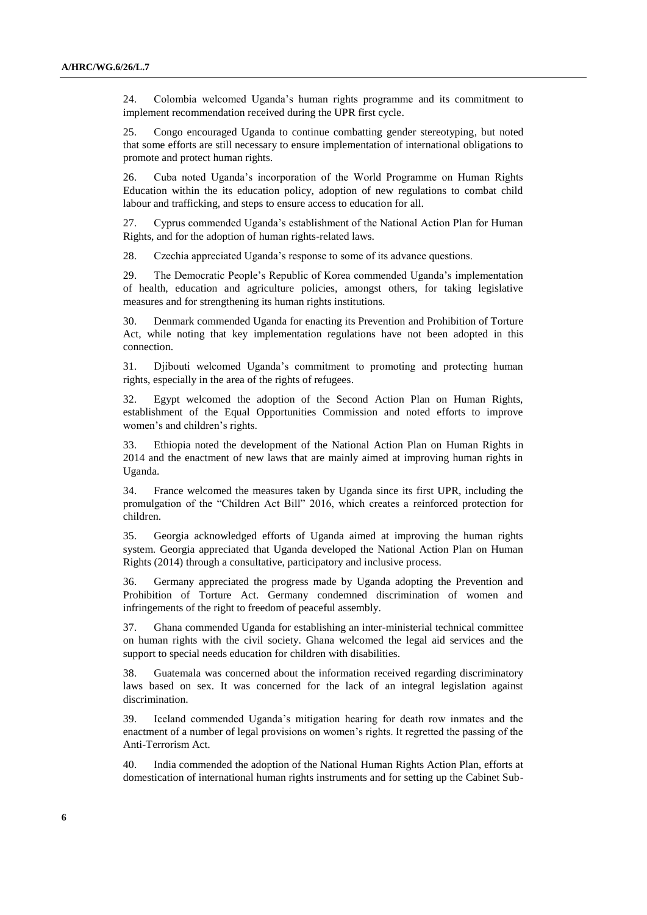24. Colombia welcomed Uganda's human rights programme and its commitment to implement recommendation received during the UPR first cycle.

25. Congo encouraged Uganda to continue combatting gender stereotyping, but noted that some efforts are still necessary to ensure implementation of international obligations to promote and protect human rights.

26. Cuba noted Uganda's incorporation of the World Programme on Human Rights Education within the its education policy, adoption of new regulations to combat child labour and trafficking, and steps to ensure access to education for all.

27. Cyprus commended Uganda's establishment of the National Action Plan for Human Rights, and for the adoption of human rights-related laws.

28. Czechia appreciated Uganda's response to some of its advance questions.

29. The Democratic People's Republic of Korea commended Uganda's implementation of health, education and agriculture policies, amongst others, for taking legislative measures and for strengthening its human rights institutions.

30. Denmark commended Uganda for enacting its Prevention and Prohibition of Torture Act, while noting that key implementation regulations have not been adopted in this connection.

31. Djibouti welcomed Uganda's commitment to promoting and protecting human rights, especially in the area of the rights of refugees.

32. Egypt welcomed the adoption of the Second Action Plan on Human Rights, establishment of the Equal Opportunities Commission and noted efforts to improve women's and children's rights.

33. Ethiopia noted the development of the National Action Plan on Human Rights in 2014 and the enactment of new laws that are mainly aimed at improving human rights in Uganda.

34. France welcomed the measures taken by Uganda since its first UPR, including the promulgation of the "Children Act Bill" 2016, which creates a reinforced protection for children.

35. Georgia acknowledged efforts of Uganda aimed at improving the human rights system. Georgia appreciated that Uganda developed the National Action Plan on Human Rights (2014) through a consultative, participatory and inclusive process.

36. Germany appreciated the progress made by Uganda adopting the Prevention and Prohibition of Torture Act. Germany condemned discrimination of women and infringements of the right to freedom of peaceful assembly.

37. Ghana commended Uganda for establishing an inter-ministerial technical committee on human rights with the civil society. Ghana welcomed the legal aid services and the support to special needs education for children with disabilities.

38. Guatemala was concerned about the information received regarding discriminatory laws based on sex. It was concerned for the lack of an integral legislation against discrimination.

39. Iceland commended Uganda's mitigation hearing for death row inmates and the enactment of a number of legal provisions on women's rights. It regretted the passing of the Anti-Terrorism Act.

40. India commended the adoption of the National Human Rights Action Plan, efforts at domestication of international human rights instruments and for setting up the Cabinet Sub-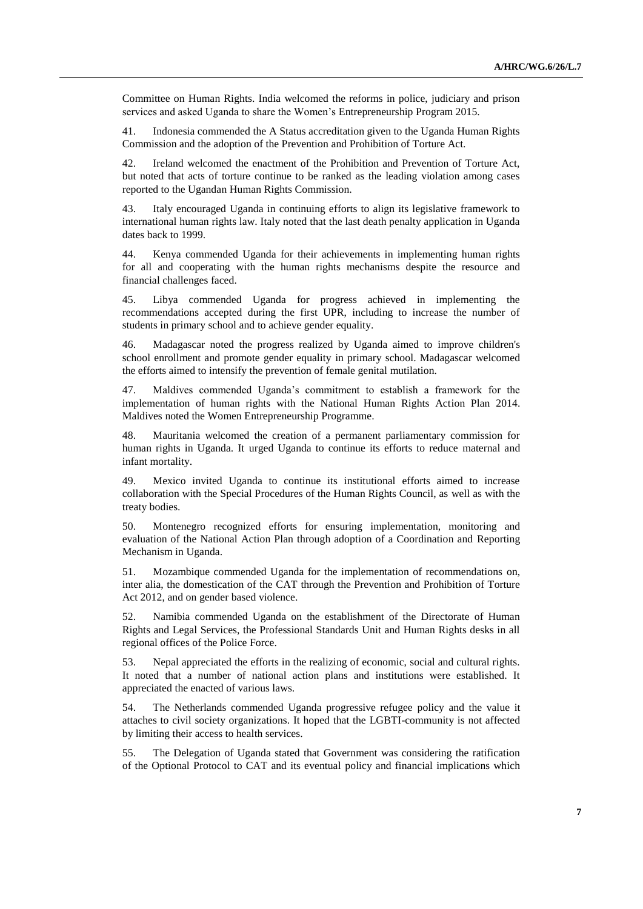Committee on Human Rights. India welcomed the reforms in police, judiciary and prison services and asked Uganda to share the Women's Entrepreneurship Program 2015.

41. Indonesia commended the A Status accreditation given to the Uganda Human Rights Commission and the adoption of the Prevention and Prohibition of Torture Act.

42. Ireland welcomed the enactment of the Prohibition and Prevention of Torture Act, but noted that acts of torture continue to be ranked as the leading violation among cases reported to the Ugandan Human Rights Commission.

43. Italy encouraged Uganda in continuing efforts to align its legislative framework to international human rights law. Italy noted that the last death penalty application in Uganda dates back to 1999.

44. Kenya commended Uganda for their achievements in implementing human rights for all and cooperating with the human rights mechanisms despite the resource and financial challenges faced.

45. Libya commended Uganda for progress achieved in implementing the recommendations accepted during the first UPR, including to increase the number of students in primary school and to achieve gender equality.

46. Madagascar noted the progress realized by Uganda aimed to improve children's school enrollment and promote gender equality in primary school. Madagascar welcomed the efforts aimed to intensify the prevention of female genital mutilation.

47. Maldives commended Uganda's commitment to establish a framework for the implementation of human rights with the National Human Rights Action Plan 2014. Maldives noted the Women Entrepreneurship Programme.

48. Mauritania welcomed the creation of a permanent parliamentary commission for human rights in Uganda. It urged Uganda to continue its efforts to reduce maternal and infant mortality.

49. Mexico invited Uganda to continue its institutional efforts aimed to increase collaboration with the Special Procedures of the Human Rights Council, as well as with the treaty bodies.

50. Montenegro recognized efforts for ensuring implementation, monitoring and evaluation of the National Action Plan through adoption of a Coordination and Reporting Mechanism in Uganda.

51. Mozambique commended Uganda for the implementation of recommendations on, inter alia, the domestication of the CAT through the Prevention and Prohibition of Torture Act 2012, and on gender based violence.

52. Namibia commended Uganda on the establishment of the Directorate of Human Rights and Legal Services, the Professional Standards Unit and Human Rights desks in all regional offices of the Police Force.

53. Nepal appreciated the efforts in the realizing of economic, social and cultural rights. It noted that a number of national action plans and institutions were established. It appreciated the enacted of various laws.

54. The Netherlands commended Uganda progressive refugee policy and the value it attaches to civil society organizations. It hoped that the LGBTI-community is not affected by limiting their access to health services.

55. The Delegation of Uganda stated that Government was considering the ratification of the Optional Protocol to CAT and its eventual policy and financial implications which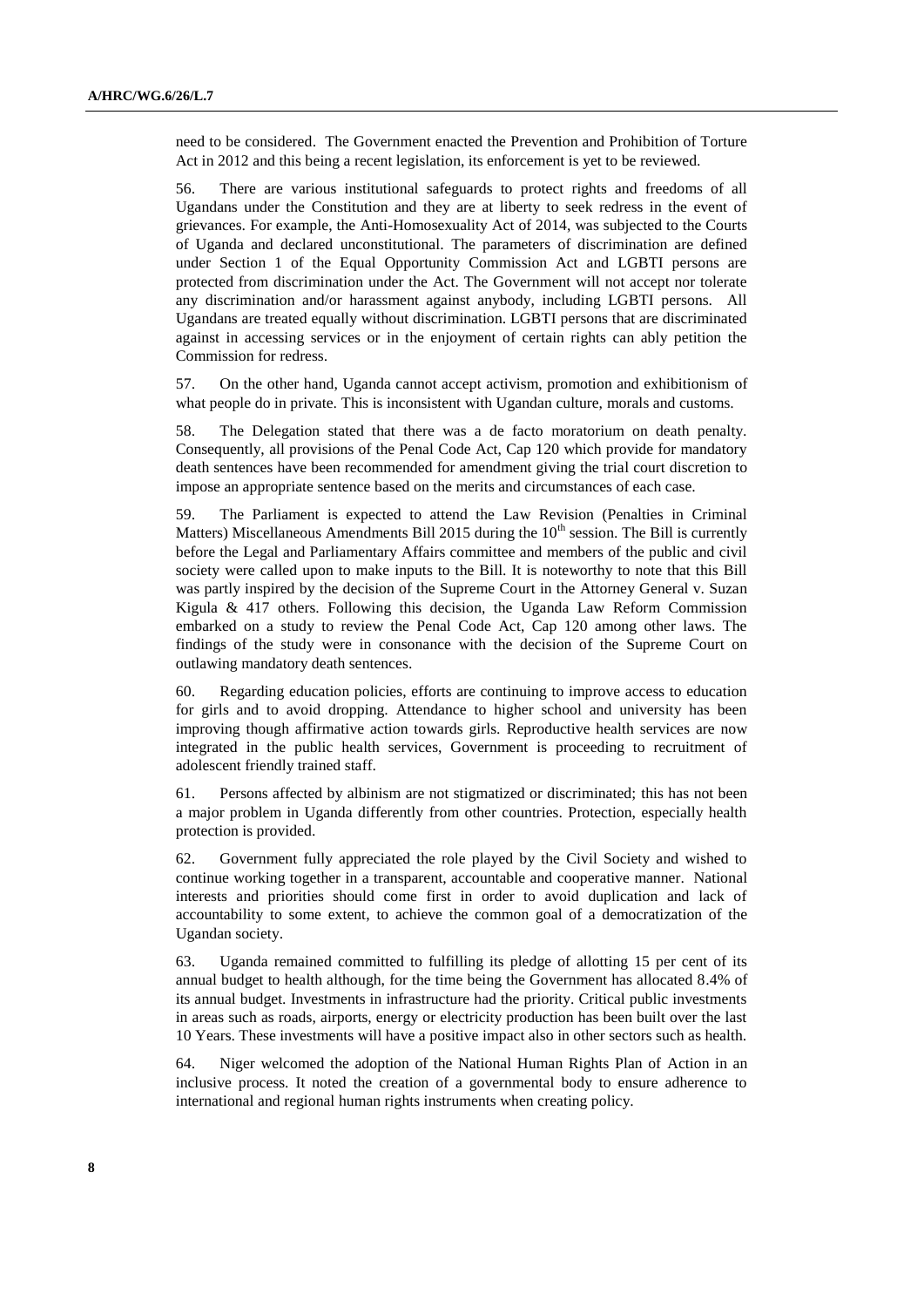need to be considered. The Government enacted the Prevention and Prohibition of Torture Act in 2012 and this being a recent legislation, its enforcement is yet to be reviewed.

56. There are various institutional safeguards to protect rights and freedoms of all Ugandans under the Constitution and they are at liberty to seek redress in the event of grievances. For example, the Anti-Homosexuality Act of 2014, was subjected to the Courts of Uganda and declared unconstitutional. The parameters of discrimination are defined under Section 1 of the Equal Opportunity Commission Act and LGBTI persons are protected from discrimination under the Act. The Government will not accept nor tolerate any discrimination and/or harassment against anybody, including LGBTI persons. All Ugandans are treated equally without discrimination. LGBTI persons that are discriminated against in accessing services or in the enjoyment of certain rights can ably petition the Commission for redress.

57. On the other hand, Uganda cannot accept activism, promotion and exhibitionism of what people do in private. This is inconsistent with Ugandan culture, morals and customs.

58. The Delegation stated that there was a de facto moratorium on death penalty. Consequently, all provisions of the Penal Code Act, Cap 120 which provide for mandatory death sentences have been recommended for amendment giving the trial court discretion to impose an appropriate sentence based on the merits and circumstances of each case.

59. The Parliament is expected to attend the Law Revision (Penalties in Criminal Matters) Miscellaneous Amendments Bill 2015 during the 10th session. The Bill is currently before the Legal and Parliamentary Affairs committee and members of the public and civil society were called upon to make inputs to the Bill. It is noteworthy to note that this Bill was partly inspired by the decision of the Supreme Court in the Attorney General v. Suzan Kigula & 417 others. Following this decision, the Uganda Law Reform Commission embarked on a study to review the Penal Code Act, Cap 120 among other laws. The findings of the study were in consonance with the decision of the Supreme Court on outlawing mandatory death sentences.

60. Regarding education policies, efforts are continuing to improve access to education for girls and to avoid dropping. Attendance to higher school and university has been improving though affirmative action towards girls. Reproductive health services are now integrated in the public health services, Government is proceeding to recruitment of adolescent friendly trained staff.

61. Persons affected by albinism are not stigmatized or discriminated; this has not been a major problem in Uganda differently from other countries. Protection, especially health protection is provided.

62. Government fully appreciated the role played by the Civil Society and wished to continue working together in a transparent, accountable and cooperative manner. National interests and priorities should come first in order to avoid duplication and lack of accountability to some extent, to achieve the common goal of a democratization of the Ugandan society.

63. Uganda remained committed to fulfilling its pledge of allotting 15 per cent of its annual budget to health although, for the time being the Government has allocated 8.4% of its annual budget. Investments in infrastructure had the priority. Critical public investments in areas such as roads, airports, energy or electricity production has been built over the last 10 Years. These investments will have a positive impact also in other sectors such as health.

64. Niger welcomed the adoption of the National Human Rights Plan of Action in an inclusive process. It noted the creation of a governmental body to ensure adherence to international and regional human rights instruments when creating policy.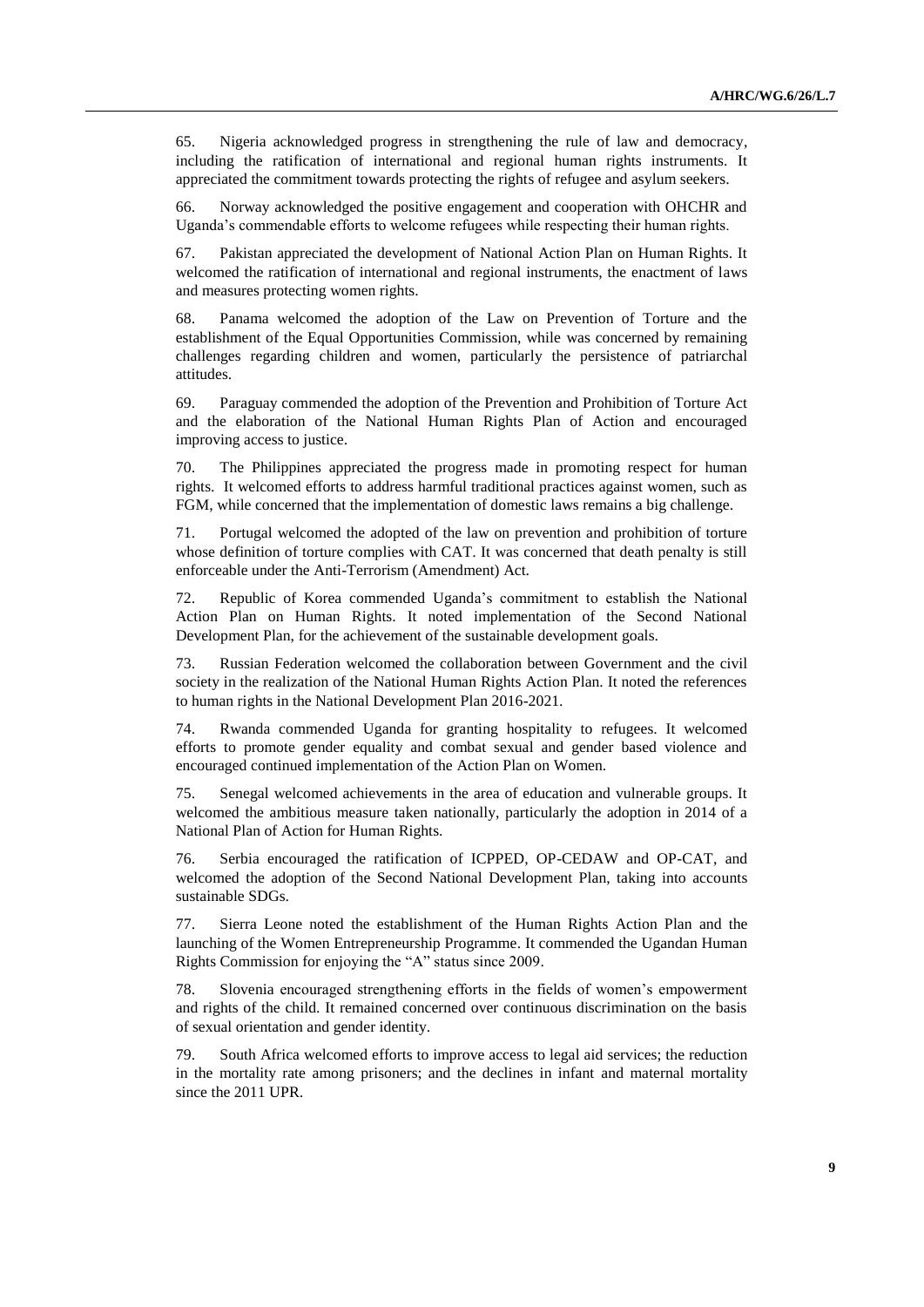65. Nigeria acknowledged progress in strengthening the rule of law and democracy, including the ratification of international and regional human rights instruments. It appreciated the commitment towards protecting the rights of refugee and asylum seekers.

66. Norway acknowledged the positive engagement and cooperation with OHCHR and Uganda's commendable efforts to welcome refugees while respecting their human rights.

67. Pakistan appreciated the development of National Action Plan on Human Rights. It welcomed the ratification of international and regional instruments, the enactment of laws and measures protecting women rights.

68. Panama welcomed the adoption of the Law on Prevention of Torture and the establishment of the Equal Opportunities Commission, while was concerned by remaining challenges regarding children and women, particularly the persistence of patriarchal attitudes.

69. Paraguay commended the adoption of the Prevention and Prohibition of Torture Act and the elaboration of the National Human Rights Plan of Action and encouraged improving access to justice.

70. The Philippines appreciated the progress made in promoting respect for human rights. It welcomed efforts to address harmful traditional practices against women, such as FGM, while concerned that the implementation of domestic laws remains a big challenge.

71. Portugal welcomed the adopted of the law on prevention and prohibition of torture whose definition of torture complies with CAT. It was concerned that death penalty is still enforceable under the Anti-Terrorism (Amendment) Act.

72. Republic of Korea commended Uganda's commitment to establish the National Action Plan on Human Rights. It noted implementation of the Second National Development Plan, for the achievement of the sustainable development goals.

73. Russian Federation welcomed the collaboration between Government and the civil society in the realization of the National Human Rights Action Plan. It noted the references to human rights in the National Development Plan 2016-2021.

74. Rwanda commended Uganda for granting hospitality to refugees. It welcomed efforts to promote gender equality and combat sexual and gender based violence and encouraged continued implementation of the Action Plan on Women.

75. Senegal welcomed achievements in the area of education and vulnerable groups. It welcomed the ambitious measure taken nationally, particularly the adoption in 2014 of a National Plan of Action for Human Rights.

76. Serbia encouraged the ratification of ICPPED, OP-CEDAW and OP-CAT, and welcomed the adoption of the Second National Development Plan, taking into accounts sustainable SDGs.

77. Sierra Leone noted the establishment of the Human Rights Action Plan and the launching of the Women Entrepreneurship Programme. It commended the Ugandan Human Rights Commission for enjoying the "A" status since 2009.

78. Slovenia encouraged strengthening efforts in the fields of women's empowerment and rights of the child. It remained concerned over continuous discrimination on the basis of sexual orientation and gender identity.

79. South Africa welcomed efforts to improve access to legal aid services; the reduction in the mortality rate among prisoners; and the declines in infant and maternal mortality since the 2011 UPR.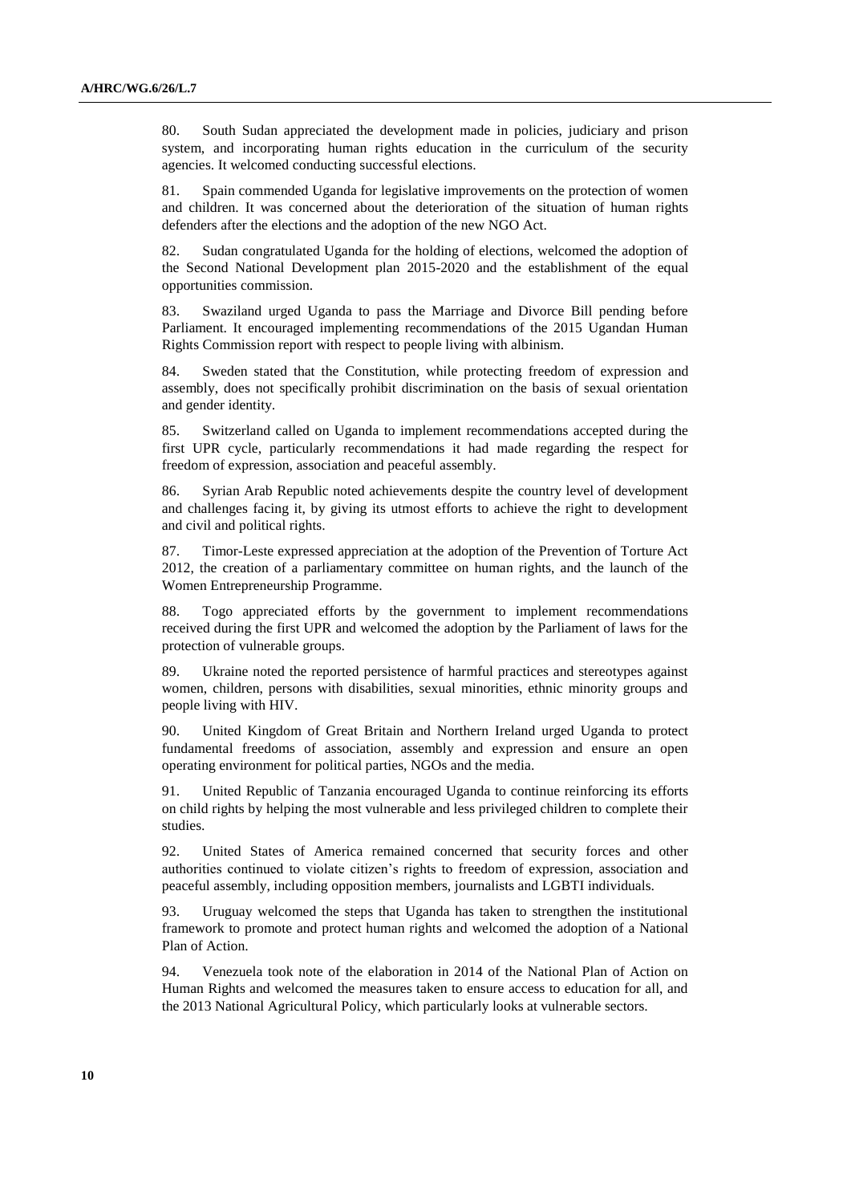80. South Sudan appreciated the development made in policies, judiciary and prison system, and incorporating human rights education in the curriculum of the security agencies. It welcomed conducting successful elections.

81. Spain commended Uganda for legislative improvements on the protection of women and children. It was concerned about the deterioration of the situation of human rights defenders after the elections and the adoption of the new NGO Act.

82. Sudan congratulated Uganda for the holding of elections, welcomed the adoption of the Second National Development plan 2015-2020 and the establishment of the equal opportunities commission.

83. Swaziland urged Uganda to pass the Marriage and Divorce Bill pending before Parliament. It encouraged implementing recommendations of the 2015 Ugandan Human Rights Commission report with respect to people living with albinism.

84. Sweden stated that the Constitution, while protecting freedom of expression and assembly, does not specifically prohibit discrimination on the basis of sexual orientation and gender identity.

85. Switzerland called on Uganda to implement recommendations accepted during the first UPR cycle, particularly recommendations it had made regarding the respect for freedom of expression, association and peaceful assembly.

86. Syrian Arab Republic noted achievements despite the country level of development and challenges facing it, by giving its utmost efforts to achieve the right to development and civil and political rights.

87. Timor-Leste expressed appreciation at the adoption of the Prevention of Torture Act 2012, the creation of a parliamentary committee on human rights, and the launch of the Women Entrepreneurship Programme.

88. Togo appreciated efforts by the government to implement recommendations received during the first UPR and welcomed the adoption by the Parliament of laws for the protection of vulnerable groups.

89. Ukraine noted the reported persistence of harmful practices and stereotypes against women, children, persons with disabilities, sexual minorities, ethnic minority groups and people living with HIV.

90. United Kingdom of Great Britain and Northern Ireland urged Uganda to protect fundamental freedoms of association, assembly and expression and ensure an open operating environment for political parties, NGOs and the media.

91. United Republic of Tanzania encouraged Uganda to continue reinforcing its efforts on child rights by helping the most vulnerable and less privileged children to complete their studies.

92. United States of America remained concerned that security forces and other authorities continued to violate citizen's rights to freedom of expression, association and peaceful assembly, including opposition members, journalists and LGBTI individuals.

93. Uruguay welcomed the steps that Uganda has taken to strengthen the institutional framework to promote and protect human rights and welcomed the adoption of a National Plan of Action.

94. Venezuela took note of the elaboration in 2014 of the National Plan of Action on Human Rights and welcomed the measures taken to ensure access to education for all, and the 2013 National Agricultural Policy, which particularly looks at vulnerable sectors.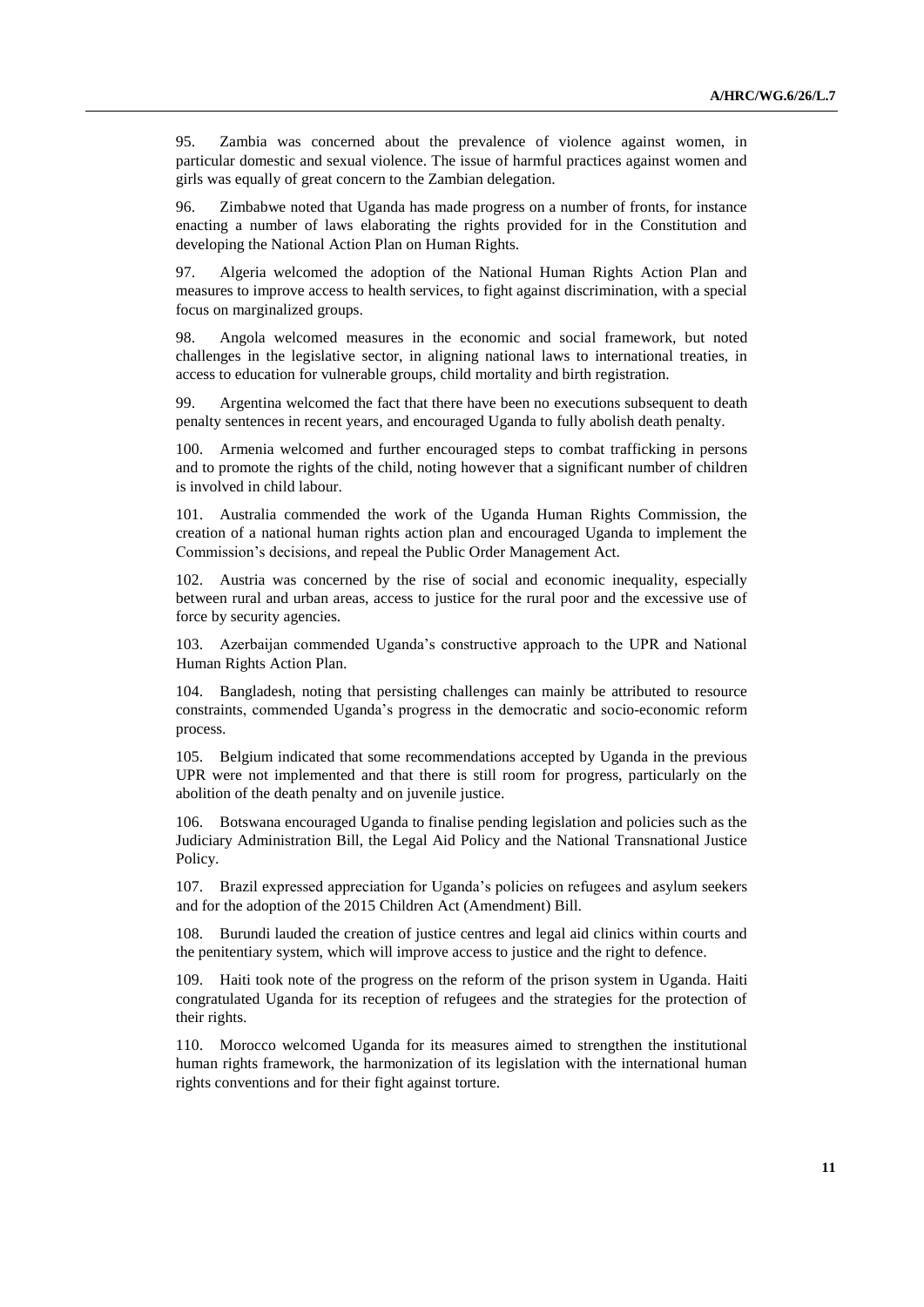95. Zambia was concerned about the prevalence of violence against women, in particular domestic and sexual violence. The issue of harmful practices against women and girls was equally of great concern to the Zambian delegation.

96. Zimbabwe noted that Uganda has made progress on a number of fronts, for instance enacting a number of laws elaborating the rights provided for in the Constitution and developing the National Action Plan on Human Rights.

97. Algeria welcomed the adoption of the National Human Rights Action Plan and measures to improve access to health services, to fight against discrimination, with a special focus on marginalized groups.

98. Angola welcomed measures in the economic and social framework, but noted challenges in the legislative sector, in aligning national laws to international treaties, in access to education for vulnerable groups, child mortality and birth registration.

99. Argentina welcomed the fact that there have been no executions subsequent to death penalty sentences in recent years, and encouraged Uganda to fully abolish death penalty.

100. Armenia welcomed and further encouraged steps to combat trafficking in persons and to promote the rights of the child, noting however that a significant number of children is involved in child labour.

101. Australia commended the work of the Uganda Human Rights Commission, the creation of a national human rights action plan and encouraged Uganda to implement the Commission's decisions, and repeal the Public Order Management Act.

102. Austria was concerned by the rise of social and economic inequality, especially between rural and urban areas, access to justice for the rural poor and the excessive use of force by security agencies.

103. Azerbaijan commended Uganda's constructive approach to the UPR and National Human Rights Action Plan.

104. Bangladesh, noting that persisting challenges can mainly be attributed to resource constraints, commended Uganda's progress in the democratic and socio-economic reform process.

105. Belgium indicated that some recommendations accepted by Uganda in the previous UPR were not implemented and that there is still room for progress, particularly on the abolition of the death penalty and on juvenile justice.

106. Botswana encouraged Uganda to finalise pending legislation and policies such as the Judiciary Administration Bill, the Legal Aid Policy and the National Transnational Justice Policy.

107. Brazil expressed appreciation for Uganda's policies on refugees and asylum seekers and for the adoption of the 2015 Children Act (Amendment) Bill.

108. Burundi lauded the creation of justice centres and legal aid clinics within courts and the penitentiary system, which will improve access to justice and the right to defence.

109. Haiti took note of the progress on the reform of the prison system in Uganda. Haiti congratulated Uganda for its reception of refugees and the strategies for the protection of their rights.

110. Morocco welcomed Uganda for its measures aimed to strengthen the institutional human rights framework, the harmonization of its legislation with the international human rights conventions and for their fight against torture.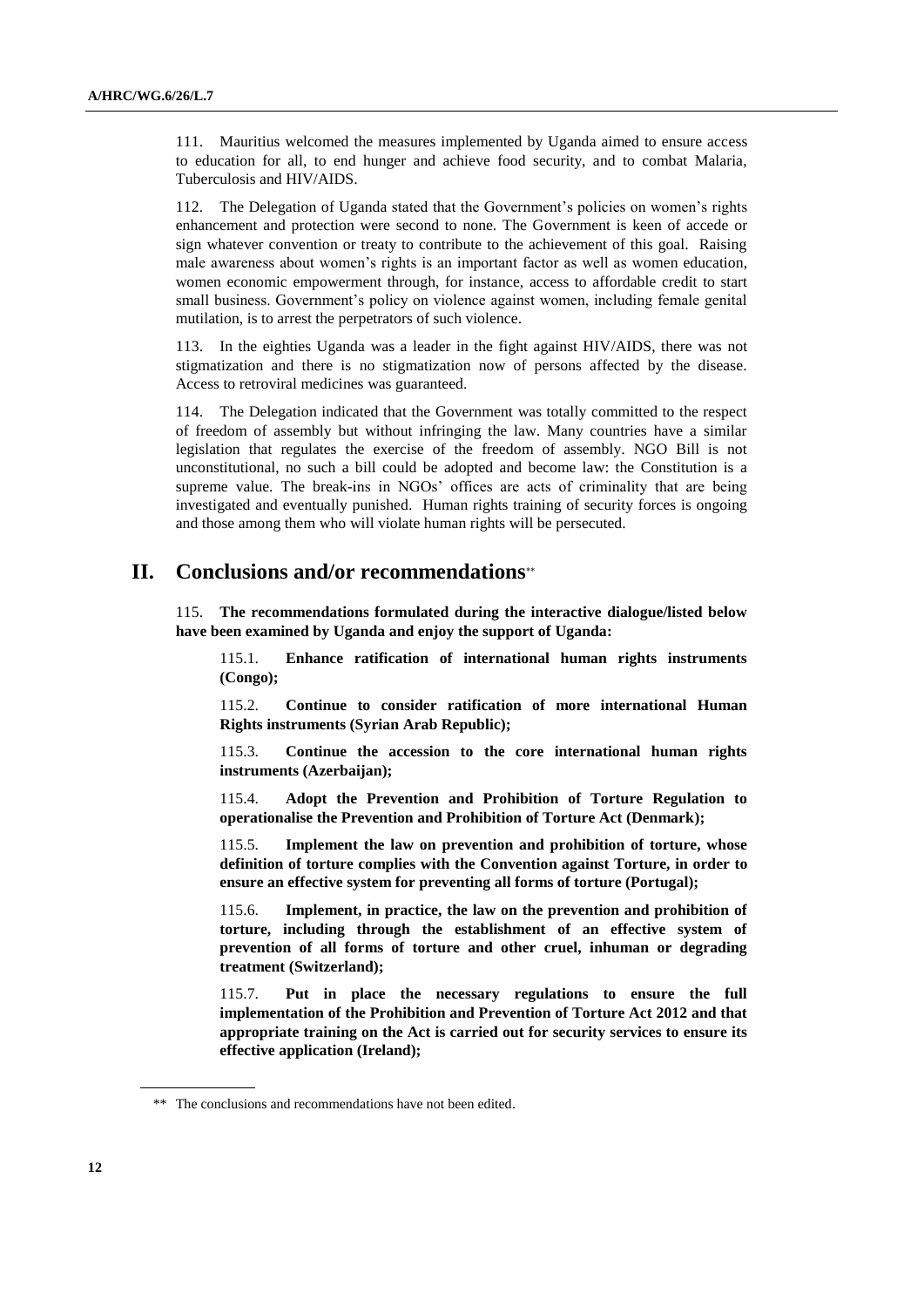111. Mauritius welcomed the measures implemented by Uganda aimed to ensure access to education for all, to end hunger and achieve food security, and to combat Malaria, Tuberculosis and HIV/AIDS.

112. The Delegation of Uganda stated that the Government's policies on women's rights enhancement and protection were second to none. The Government is keen of accede or sign whatever convention or treaty to contribute to the achievement of this goal. Raising male awareness about women's rights is an important factor as well as women education, women economic empowerment through, for instance, access to affordable credit to start small business. Government's policy on violence against women, including female genital mutilation, is to arrest the perpetrators of such violence.

113. In the eighties Uganda was a leader in the fight against HIV/AIDS, there was not stigmatization and there is no stigmatization now of persons affected by the disease. Access to retroviral medicines was guaranteed.

114. The Delegation indicated that the Government was totally committed to the respect of freedom of assembly but without infringing the law. Many countries have a similar legislation that regulates the exercise of the freedom of assembly. NGO Bill is not unconstitutional, no such a bill could be adopted and become law: the Constitution is a supreme value. The break-ins in NGOs' offices are acts of criminality that are being investigated and eventually punished. Human rights training of security forces is ongoing and those among them who will violate human rights will be persecuted.

## II. Conclusions and/or recommendations**

115. **The recommendations formulated during the interactive dialogue/listed below have been examined by Uganda and enjoy the support of Uganda:**

> 115.1. **Enhance ratification of international human rights instruments (Congo);**
>
> 115.2. **Continue to consider ratification of more international Human Rights instruments (Syrian Arab Republic);**
>
> 115.3. **Continue the accession to the core international human rights instruments (Azerbaijan);**
>
> 115.4. **Adopt the Prevention and Prohibition of Torture Regulation to operationalise the Prevention and Prohibition of Torture Act (Denmark);**
>
> 115.5. **Implement the law on prevention and prohibition of torture, whose definition of torture complies with the Convention against Torture, in order to ensure an effective system for preventing all forms of torture (Portugal);**
>
> 115.6. **Implement, in practice, the law on the prevention and prohibition of torture, including through the establishment of an effective system of prevention of all forms of torture and other cruel, inhuman or degrading treatment (Switzerland);**
>
> 115.7. **Put in place the necessary regulations to ensure the full implementation of the Prohibition and Prevention of Torture Act 2012 and that appropriate training on the Act is carried out for security services to ensure its effective application (Ireland);**

** The conclusions and recommendations have not been edited.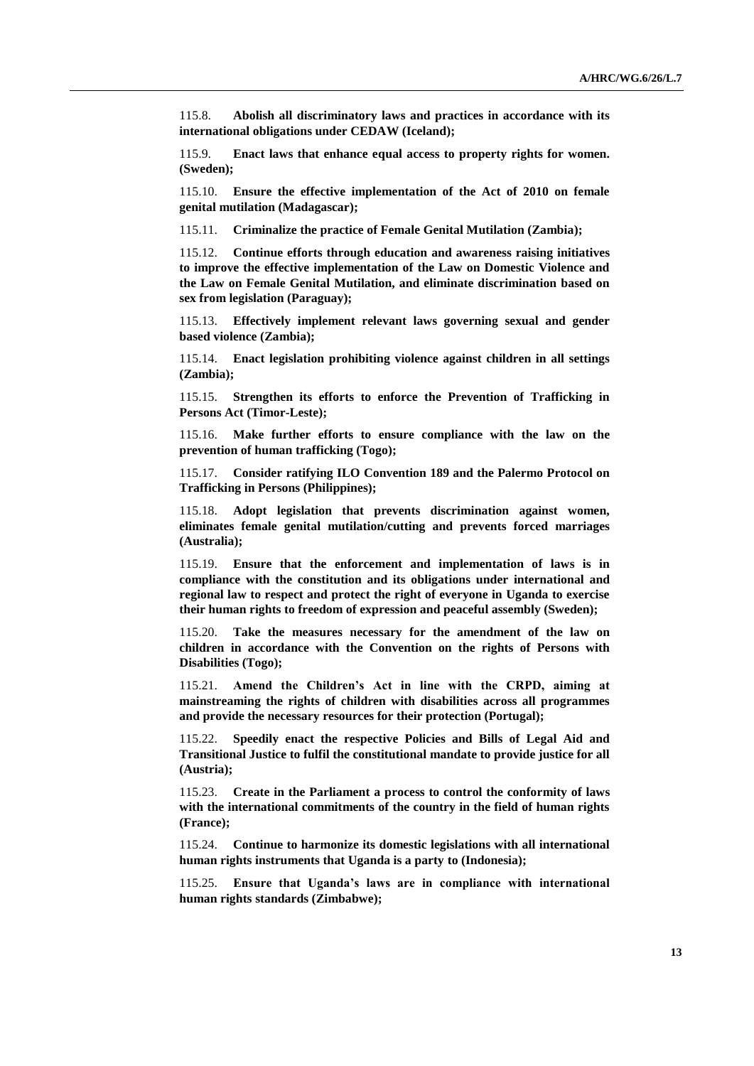115.8. **Abolish all discriminatory laws and practices in accordance with its international obligations under CEDAW (Iceland);**

115.9. **Enact laws that enhance equal access to property rights for women. (Sweden);**

115.10. **Ensure the effective implementation of the Act of 2010 on female genital mutilation (Madagascar);**

115.11. **Criminalize the practice of Female Genital Mutilation (Zambia);**

115.12. **Continue efforts through education and awareness raising initiatives to improve the effective implementation of the Law on Domestic Violence and the Law on Female Genital Mutilation, and eliminate discrimination based on sex from legislation (Paraguay);**

115.13. **Effectively implement relevant laws governing sexual and gender based violence (Zambia);**

115.14. **Enact legislation prohibiting violence against children in all settings (Zambia);**

115.15. **Strengthen its efforts to enforce the Prevention of Trafficking in Persons Act (Timor-Leste);**

115.16. **Make further efforts to ensure compliance with the law on the prevention of human trafficking (Togo);**

115.17. **Consider ratifying ILO Convention 189 and the Palermo Protocol on Trafficking in Persons (Philippines);**

115.18. **Adopt legislation that prevents discrimination against women, eliminates female genital mutilation/cutting and prevents forced marriages (Australia);**

115.19. **Ensure that the enforcement and implementation of laws is in compliance with the constitution and its obligations under international and regional law to respect and protect the right of everyone in Uganda to exercise their human rights to freedom of expression and peaceful assembly (Sweden);**

115.20. **Take the measures necessary for the amendment of the law on children in accordance with the Convention on the rights of Persons with Disabilities (Togo);**

115.21. **Amend the Children's Act in line with the CRPD, aiming at mainstreaming the rights of children with disabilities across all programmes and provide the necessary resources for their protection (Portugal);**

115.22. **Speedily enact the respective Policies and Bills of Legal Aid and Transitional Justice to fulfil the constitutional mandate to provide justice for all (Austria);**

115.23. **Create in the Parliament a process to control the conformity of laws with the international commitments of the country in the field of human rights (France);**

115.24. **Continue to harmonize its domestic legislations with all international human rights instruments that Uganda is a party to (Indonesia);**

115.25. **Ensure that Uganda's laws are in compliance with international human rights standards (Zimbabwe);**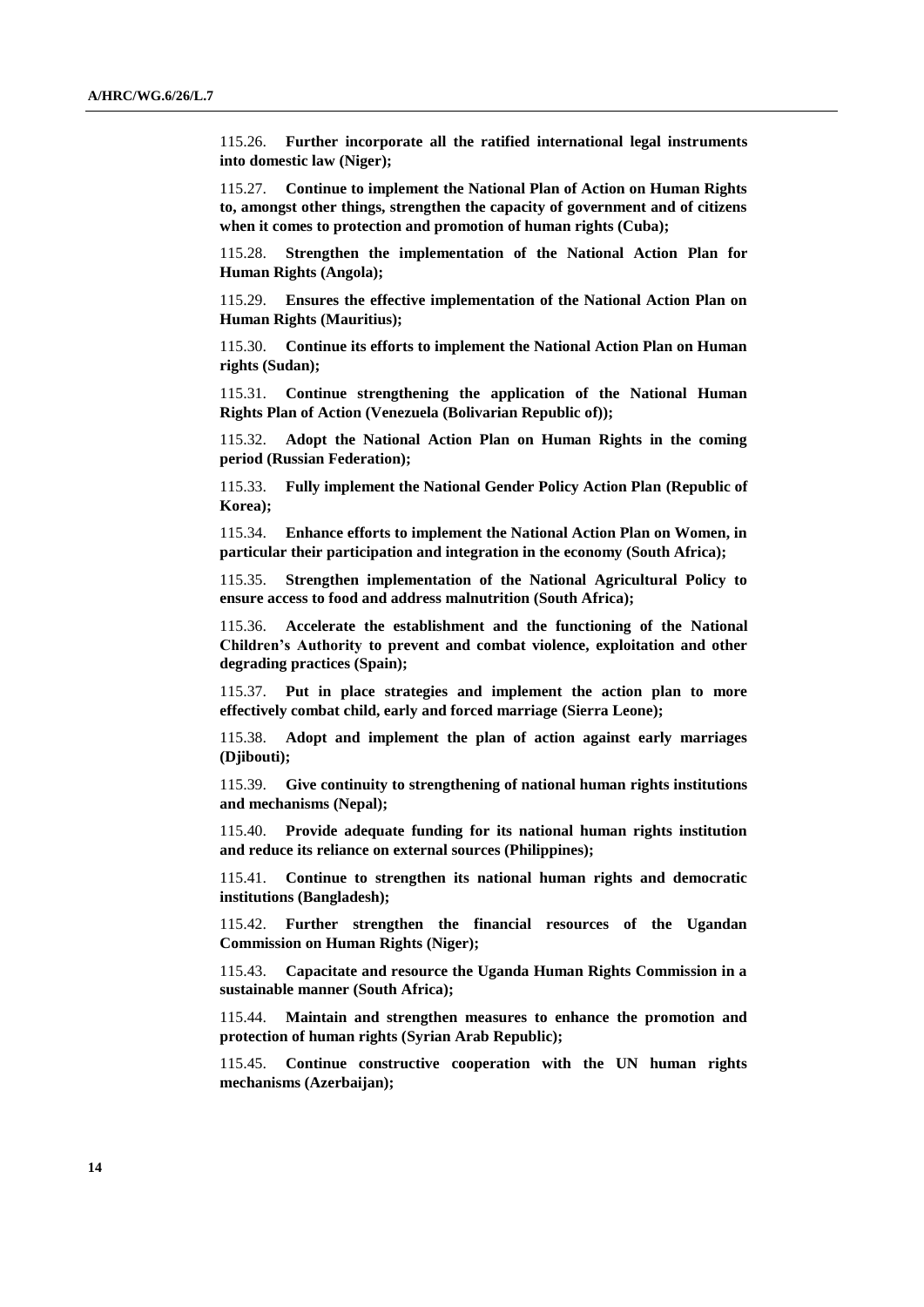115.26. **Further incorporate all the ratified international legal instruments into domestic law (Niger);**

115.27. **Continue to implement the National Plan of Action on Human Rights to, amongst other things, strengthen the capacity of government and of citizens when it comes to protection and promotion of human rights (Cuba);**

115.28. **Strengthen the implementation of the National Action Plan for Human Rights (Angola);**

115.29. **Ensures the effective implementation of the National Action Plan on Human Rights (Mauritius);**

115.30. **Continue its efforts to implement the National Action Plan on Human rights (Sudan);**

115.31. **Continue strengthening the application of the National Human Rights Plan of Action (Venezuela (Bolivarian Republic of));**

115.32. **Adopt the National Action Plan on Human Rights in the coming period (Russian Federation);**

115.33. **Fully implement the National Gender Policy Action Plan (Republic of Korea);**

115.34. **Enhance efforts to implement the National Action Plan on Women, in particular their participation and integration in the economy (South Africa);**

115.35. **Strengthen implementation of the National Agricultural Policy to ensure access to food and address malnutrition (South Africa);**

115.36. **Accelerate the establishment and the functioning of the National Children's Authority to prevent and combat violence, exploitation and other degrading practices (Spain);**

115.37. **Put in place strategies and implement the action plan to more effectively combat child, early and forced marriage (Sierra Leone);**

115.38. **Adopt and implement the plan of action against early marriages (Djibouti);**

115.39. **Give continuity to strengthening of national human rights institutions and mechanisms (Nepal);**

115.40. **Provide adequate funding for its national human rights institution and reduce its reliance on external sources (Philippines);**

115.41. **Continue to strengthen its national human rights and democratic institutions (Bangladesh);**

115.42. **Further strengthen the financial resources of the Ugandan Commission on Human Rights (Niger);**

115.43. **Capacitate and resource the Uganda Human Rights Commission in a sustainable manner (South Africa);**

115.44. **Maintain and strengthen measures to enhance the promotion and protection of human rights (Syrian Arab Republic);**

115.45. **Continue constructive cooperation with the UN human rights mechanisms (Azerbaijan);**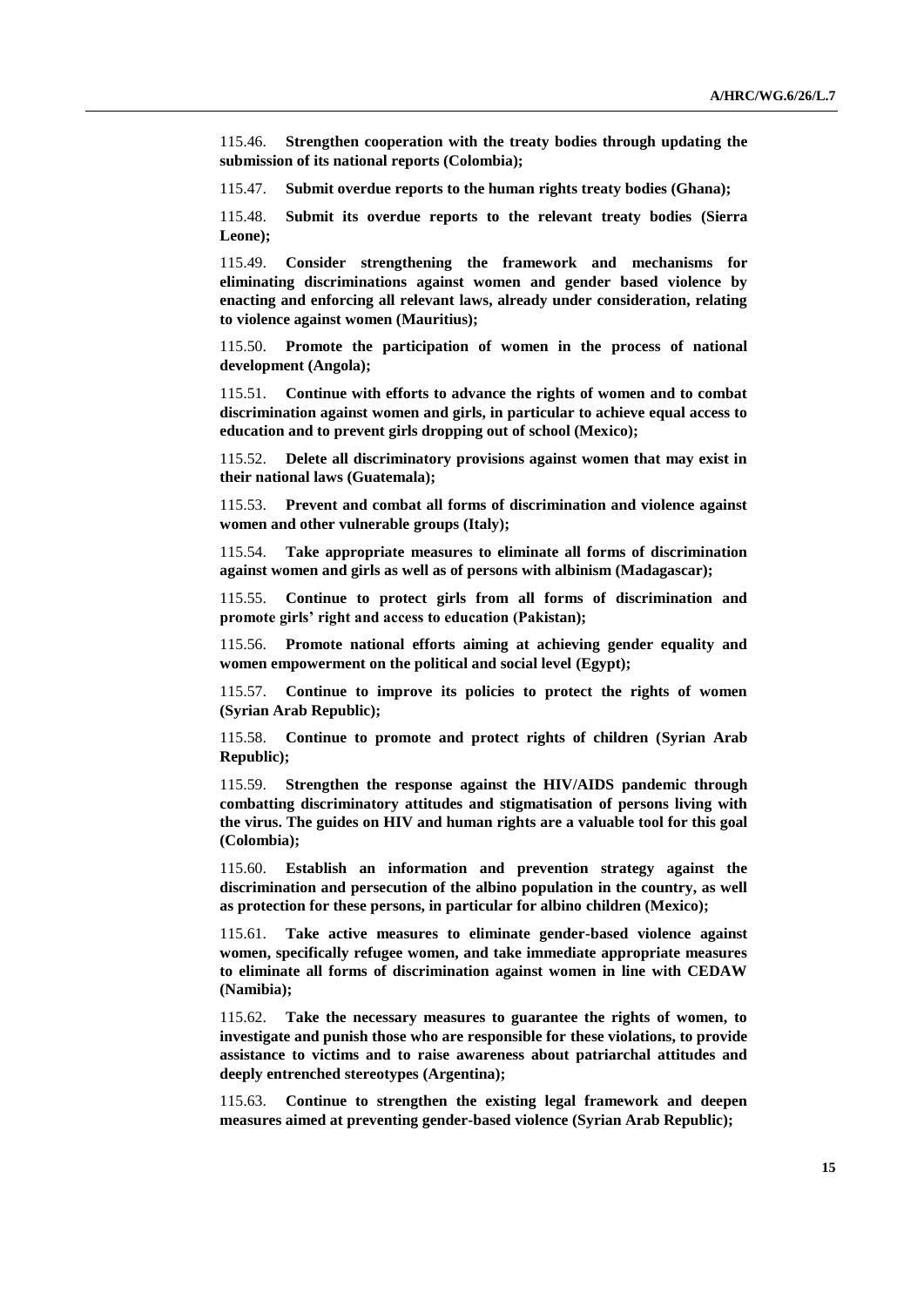115.46. **Strengthen cooperation with the treaty bodies through updating the submission of its national reports (Colombia);**

115.47. **Submit overdue reports to the human rights treaty bodies (Ghana);**

115.48. **Submit its overdue reports to the relevant treaty bodies (Sierra Leone);**

115.49. **Consider strengthening the framework and mechanisms for eliminating discriminations against women and gender based violence by enacting and enforcing all relevant laws, already under consideration, relating to violence against women (Mauritius);**

115.50. **Promote the participation of women in the process of national development (Angola);**

115.51. **Continue with efforts to advance the rights of women and to combat discrimination against women and girls, in particular to achieve equal access to education and to prevent girls dropping out of school (Mexico);**

115.52. **Delete all discriminatory provisions against women that may exist in their national laws (Guatemala);**

115.53. **Prevent and combat all forms of discrimination and violence against women and other vulnerable groups (Italy);**

115.54. **Take appropriate measures to eliminate all forms of discrimination against women and girls as well as of persons with albinism (Madagascar);**

115.55. **Continue to protect girls from all forms of discrimination and promote girls' right and access to education (Pakistan);**

115.56. **Promote national efforts aiming at achieving gender equality and women empowerment on the political and social level (Egypt);**

115.57. **Continue to improve its policies to protect the rights of women (Syrian Arab Republic);**

115.58. **Continue to promote and protect rights of children (Syrian Arab Republic);**

115.59. **Strengthen the response against the HIV/AIDS pandemic through combatting discriminatory attitudes and stigmatisation of persons living with the virus. The guides on HIV and human rights are a valuable tool for this goal (Colombia);**

115.60. **Establish an information and prevention strategy against the discrimination and persecution of the albino population in the country, as well as protection for these persons, in particular for albino children (Mexico);**

115.61. **Take active measures to eliminate gender-based violence against women, specifically refugee women, and take immediate appropriate measures to eliminate all forms of discrimination against women in line with CEDAW (Namibia);**

115.62. **Take the necessary measures to guarantee the rights of women, to investigate and punish those who are responsible for these violations, to provide assistance to victims and to raise awareness about patriarchal attitudes and deeply entrenched stereotypes (Argentina);**

115.63. **Continue to strengthen the existing legal framework and deepen measures aimed at preventing gender-based violence (Syrian Arab Republic);**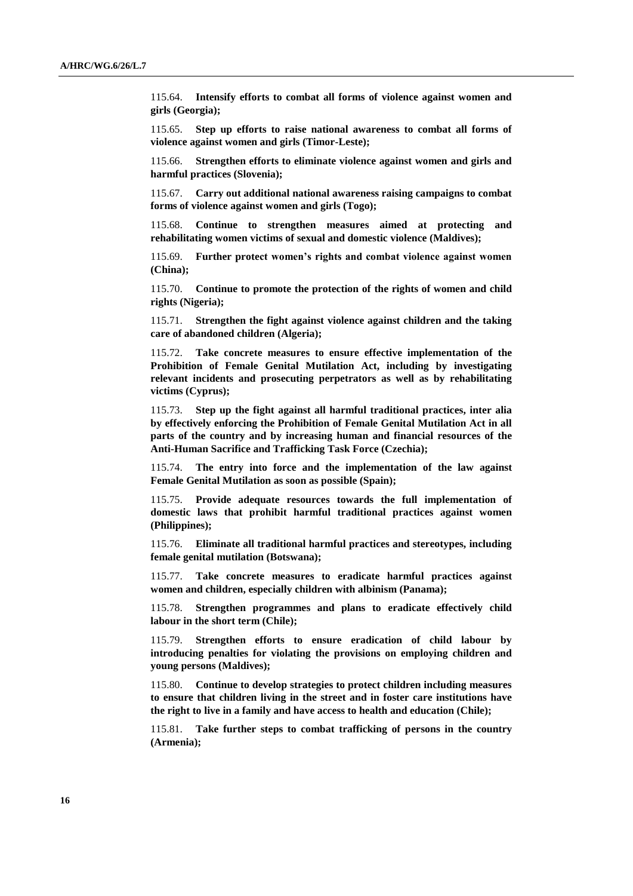115.64. **Intensify efforts to combat all forms of violence against women and girls (Georgia);**

115.65. **Step up efforts to raise national awareness to combat all forms of violence against women and girls (Timor-Leste);**

115.66. **Strengthen efforts to eliminate violence against women and girls and harmful practices (Slovenia);**

115.67. **Carry out additional national awareness raising campaigns to combat forms of violence against women and girls (Togo);**

115.68. **Continue to strengthen measures aimed at protecting and rehabilitating women victims of sexual and domestic violence (Maldives);**

115.69. **Further protect women's rights and combat violence against women (China);**

115.70. **Continue to promote the protection of the rights of women and child rights (Nigeria);**

115.71. **Strengthen the fight against violence against children and the taking care of abandoned children (Algeria);**

115.72. **Take concrete measures to ensure effective implementation of the Prohibition of Female Genital Mutilation Act, including by investigating relevant incidents and prosecuting perpetrators as well as by rehabilitating victims (Cyprus);**

115.73. **Step up the fight against all harmful traditional practices, inter alia by effectively enforcing the Prohibition of Female Genital Mutilation Act in all parts of the country and by increasing human and financial resources of the Anti-Human Sacrifice and Trafficking Task Force (Czechia);**

115.74. **The entry into force and the implementation of the law against Female Genital Mutilation as soon as possible (Spain);**

115.75. **Provide adequate resources towards the full implementation of domestic laws that prohibit harmful traditional practices against women (Philippines);**

115.76. **Eliminate all traditional harmful practices and stereotypes, including female genital mutilation (Botswana);**

115.77. **Take concrete measures to eradicate harmful practices against women and children, especially children with albinism (Panama);**

115.78. **Strengthen programmes and plans to eradicate effectively child labour in the short term (Chile);**

115.79. **Strengthen efforts to ensure eradication of child labour by introducing penalties for violating the provisions on employing children and young persons (Maldives);**

115.80. **Continue to develop strategies to protect children including measures to ensure that children living in the street and in foster care institutions have the right to live in a family and have access to health and education (Chile);**

115.81. **Take further steps to combat trafficking of persons in the country (Armenia);**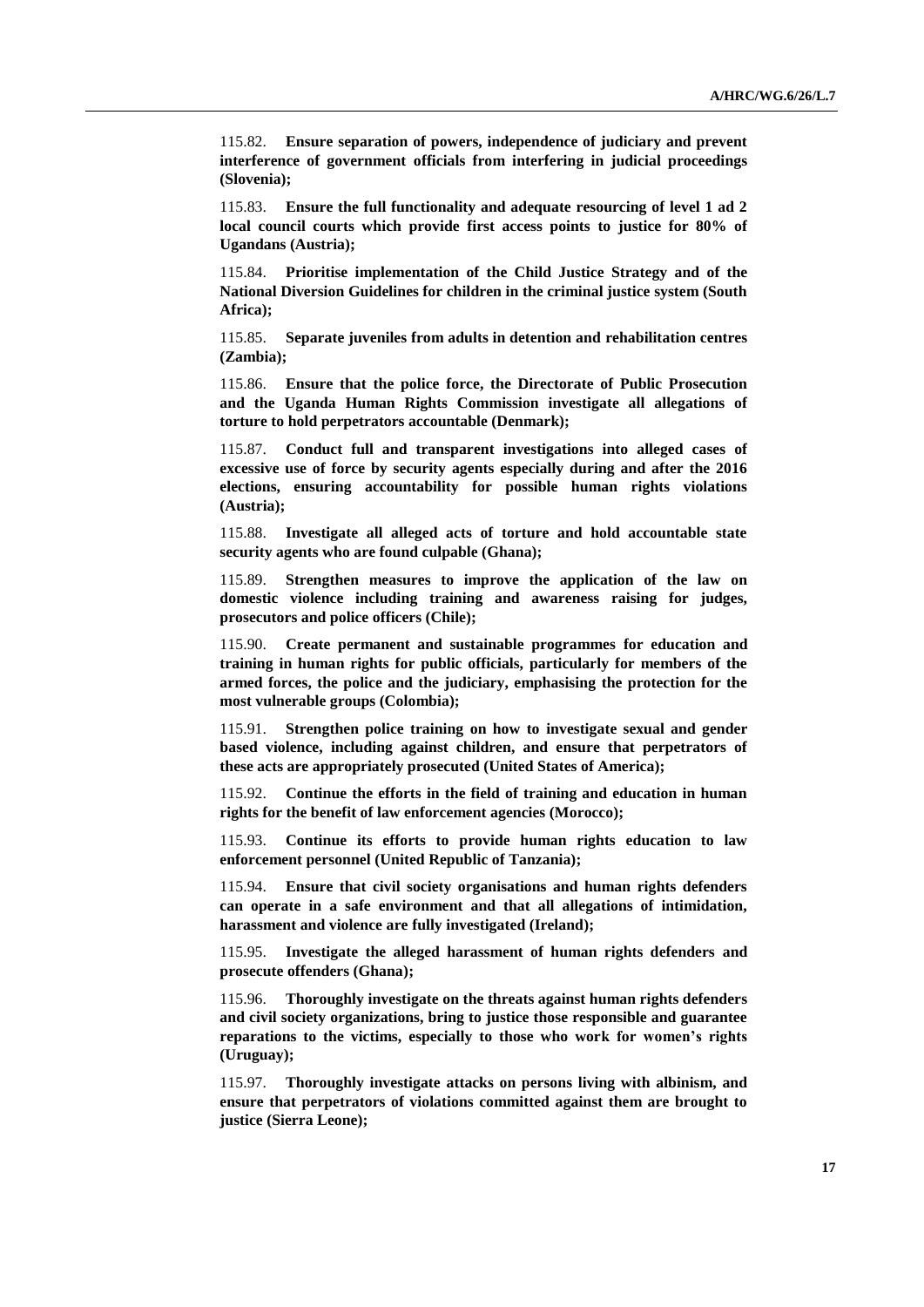115.82. **Ensure separation of powers, independence of judiciary and prevent interference of government officials from interfering in judicial proceedings (Slovenia);**

115.83. **Ensure the full functionality and adequate resourcing of level 1 ad 2 local council courts which provide first access points to justice for 80% of Ugandans (Austria);**

115.84. **Prioritise implementation of the Child Justice Strategy and of the National Diversion Guidelines for children in the criminal justice system (South Africa);**

115.85. **Separate juveniles from adults in detention and rehabilitation centres (Zambia);**

115.86. **Ensure that the police force, the Directorate of Public Prosecution and the Uganda Human Rights Commission investigate all allegations of torture to hold perpetrators accountable (Denmark);**

115.87. **Conduct full and transparent investigations into alleged cases of excessive use of force by security agents especially during and after the 2016 elections, ensuring accountability for possible human rights violations (Austria);**

115.88. **Investigate all alleged acts of torture and hold accountable state security agents who are found culpable (Ghana);**

115.89. **Strengthen measures to improve the application of the law on domestic violence including training and awareness raising for judges, prosecutors and police officers (Chile);**

115.90. **Create permanent and sustainable programmes for education and training in human rights for public officials, particularly for members of the armed forces, the police and the judiciary, emphasising the protection for the most vulnerable groups (Colombia);**

115.91. **Strengthen police training on how to investigate sexual and gender based violence, including against children, and ensure that perpetrators of these acts are appropriately prosecuted (United States of America);**

115.92. **Continue the efforts in the field of training and education in human rights for the benefit of law enforcement agencies (Morocco);**

115.93. **Continue its efforts to provide human rights education to law enforcement personnel (United Republic of Tanzania);**

115.94. **Ensure that civil society organisations and human rights defenders can operate in a safe environment and that all allegations of intimidation, harassment and violence are fully investigated (Ireland);**

115.95. **Investigate the alleged harassment of human rights defenders and prosecute offenders (Ghana);**

115.96. **Thoroughly investigate on the threats against human rights defenders and civil society organizations, bring to justice those responsible and guarantee reparations to the victims, especially to those who work for women's rights (Uruguay);**

115.97. **Thoroughly investigate attacks on persons living with albinism, and ensure that perpetrators of violations committed against them are brought to justice (Sierra Leone);**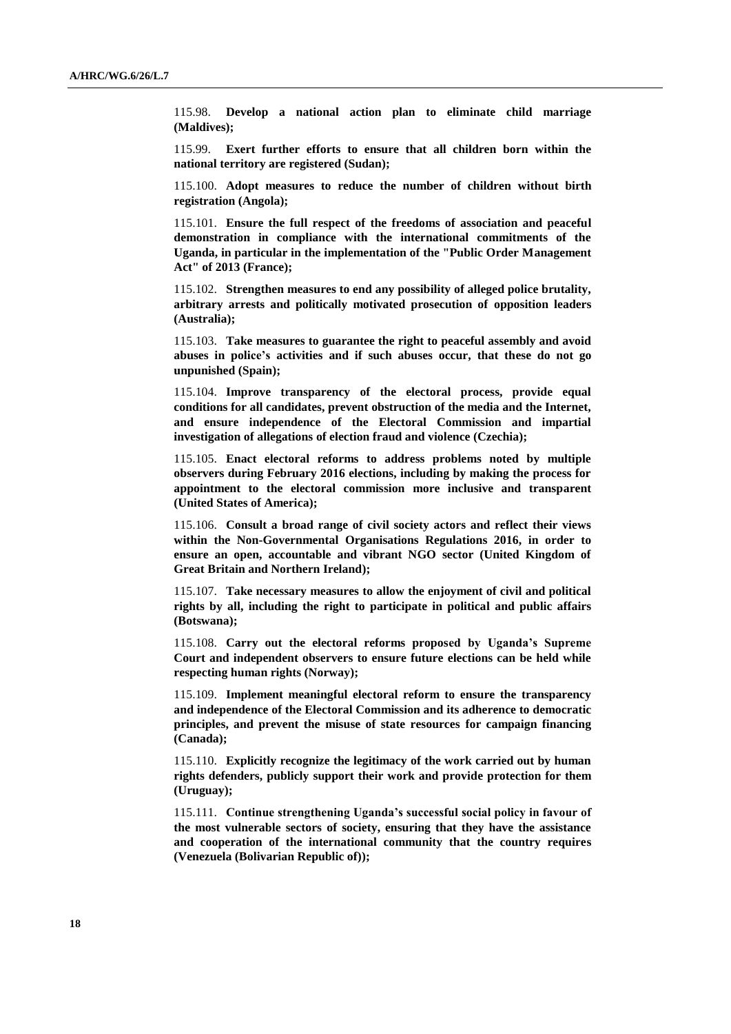115.98. **Develop a national action plan to eliminate child marriage (Maldives);**

115.99. **Exert further efforts to ensure that all children born within the national territory are registered (Sudan);**

115.100. **Adopt measures to reduce the number of children without birth registration (Angola);**

115.101. **Ensure the full respect of the freedoms of association and peaceful demonstration in compliance with the international commitments of the Uganda, in particular in the implementation of the "Public Order Management Act" of 2013 (France);**

115.102. **Strengthen measures to end any possibility of alleged police brutality, arbitrary arrests and politically motivated prosecution of opposition leaders (Australia);**

115.103. **Take measures to guarantee the right to peaceful assembly and avoid abuses in police's activities and if such abuses occur, that these do not go unpunished (Spain);**

115.104. **Improve transparency of the electoral process, provide equal conditions for all candidates, prevent obstruction of the media and the Internet, and ensure independence of the Electoral Commission and impartial investigation of allegations of election fraud and violence (Czechia);**

115.105. **Enact electoral reforms to address problems noted by multiple observers during February 2016 elections, including by making the process for appointment to the electoral commission more inclusive and transparent (United States of America);**

115.106. **Consult a broad range of civil society actors and reflect their views within the Non-Governmental Organisations Regulations 2016, in order to ensure an open, accountable and vibrant NGO sector (United Kingdom of Great Britain and Northern Ireland);**

115.107. **Take necessary measures to allow the enjoyment of civil and political rights by all, including the right to participate in political and public affairs (Botswana);**

115.108. **Carry out the electoral reforms proposed by Uganda's Supreme Court and independent observers to ensure future elections can be held while respecting human rights (Norway);**

115.109. **Implement meaningful electoral reform to ensure the transparency and independence of the Electoral Commission and its adherence to democratic principles, and prevent the misuse of state resources for campaign financing (Canada);**

115.110. **Explicitly recognize the legitimacy of the work carried out by human rights defenders, publicly support their work and provide protection for them (Uruguay);**

115.111. **Continue strengthening Uganda's successful social policy in favour of the most vulnerable sectors of society, ensuring that they have the assistance and cooperation of the international community that the country requires (Venezuela (Bolivarian Republic of));**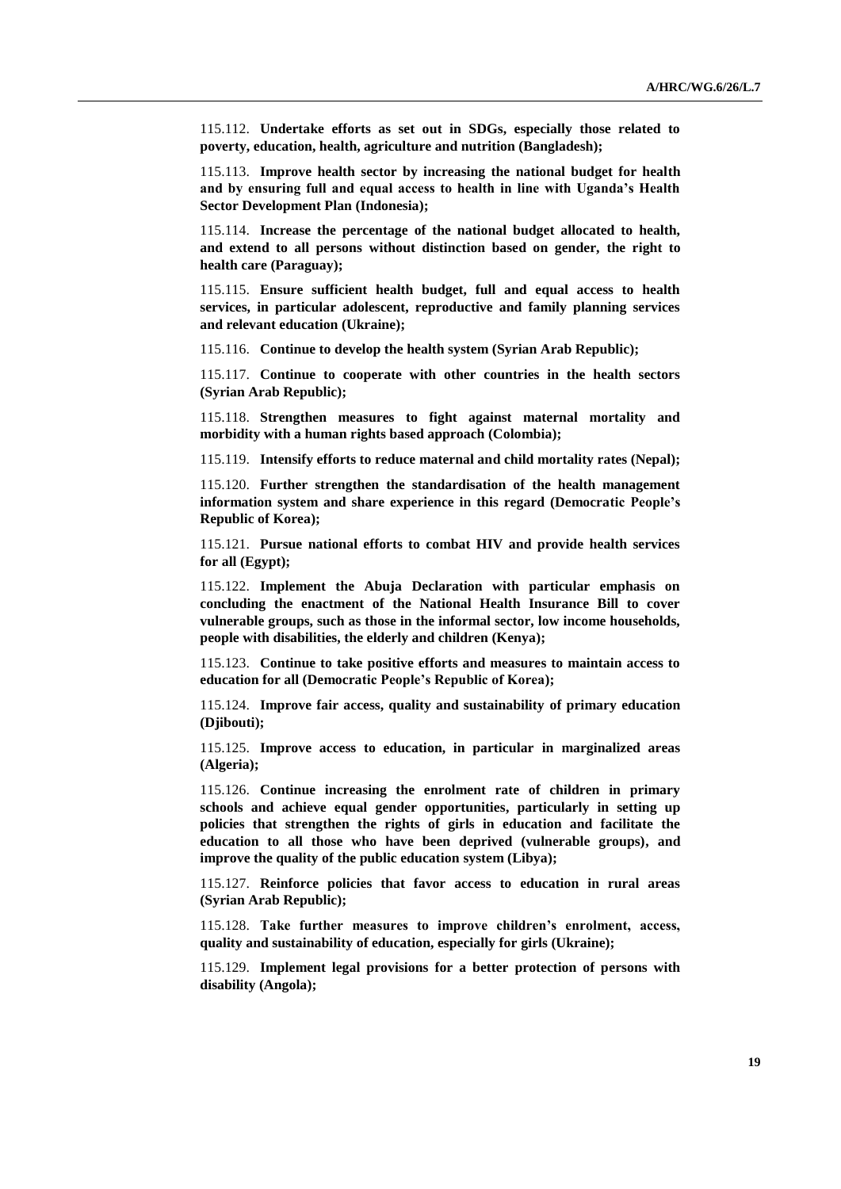115.112. **Undertake efforts as set out in SDGs, especially those related to poverty, education, health, agriculture and nutrition (Bangladesh);**

115.113. **Improve health sector by increasing the national budget for health and by ensuring full and equal access to health in line with Uganda's Health Sector Development Plan (Indonesia);**

115.114. **Increase the percentage of the national budget allocated to health, and extend to all persons without distinction based on gender, the right to health care (Paraguay);**

115.115. **Ensure sufficient health budget, full and equal access to health services, in particular adolescent, reproductive and family planning services and relevant education (Ukraine);**

115.116. **Continue to develop the health system (Syrian Arab Republic);**

115.117. **Continue to cooperate with other countries in the health sectors (Syrian Arab Republic);**

115.118. **Strengthen measures to fight against maternal mortality and morbidity with a human rights based approach (Colombia);**

115.119. **Intensify efforts to reduce maternal and child mortality rates (Nepal);**

115.120. **Further strengthen the standardisation of the health management information system and share experience in this regard (Democratic People's Republic of Korea);**

115.121. **Pursue national efforts to combat HIV and provide health services for all (Egypt);**

115.122. **Implement the Abuja Declaration with particular emphasis on concluding the enactment of the National Health Insurance Bill to cover vulnerable groups, such as those in the informal sector, low income households, people with disabilities, the elderly and children (Kenya);**

115.123. **Continue to take positive efforts and measures to maintain access to education for all (Democratic People's Republic of Korea);**

115.124. **Improve fair access, quality and sustainability of primary education (Djibouti);**

115.125. **Improve access to education, in particular in marginalized areas (Algeria);**

115.126. **Continue increasing the enrolment rate of children in primary schools and achieve equal gender opportunities, particularly in setting up policies that strengthen the rights of girls in education and facilitate the education to all those who have been deprived (vulnerable groups), and improve the quality of the public education system (Libya);**

115.127. **Reinforce policies that favor access to education in rural areas (Syrian Arab Republic);**

115.128. **Take further measures to improve children's enrolment, access, quality and sustainability of education, especially for girls (Ukraine);**

115.129. **Implement legal provisions for a better protection of persons with disability (Angola);**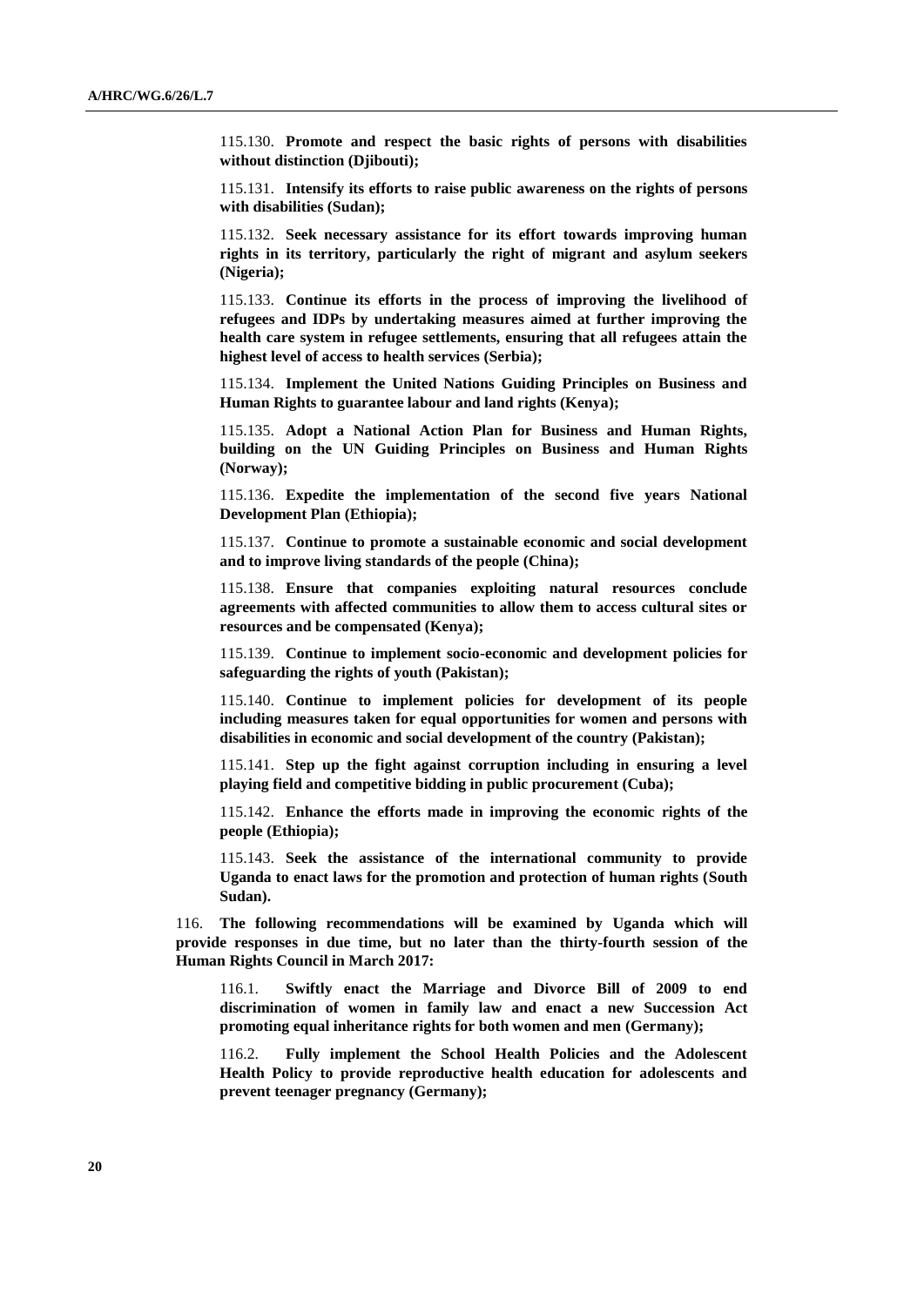115.130. **Promote and respect the basic rights of persons with disabilities without distinction (Djibouti);**

115.131. **Intensify its efforts to raise public awareness on the rights of persons with disabilities (Sudan);**

115.132. **Seek necessary assistance for its effort towards improving human rights in its territory, particularly the right of migrant and asylum seekers (Nigeria);**

115.133. **Continue its efforts in the process of improving the livelihood of refugees and IDPs by undertaking measures aimed at further improving the health care system in refugee settlements, ensuring that all refugees attain the highest level of access to health services (Serbia);**

115.134. **Implement the United Nations Guiding Principles on Business and Human Rights to guarantee labour and land rights (Kenya);**

115.135. **Adopt a National Action Plan for Business and Human Rights, building on the UN Guiding Principles on Business and Human Rights (Norway);**

115.136. **Expedite the implementation of the second five years National Development Plan (Ethiopia);**

115.137. **Continue to promote a sustainable economic and social development and to improve living standards of the people (China);**

115.138. **Ensure that companies exploiting natural resources conclude agreements with affected communities to allow them to access cultural sites or resources and be compensated (Kenya);**

115.139. **Continue to implement socio-economic and development policies for safeguarding the rights of youth (Pakistan);**

115.140. **Continue to implement policies for development of its people including measures taken for equal opportunities for women and persons with disabilities in economic and social development of the country (Pakistan);**

115.141. **Step up the fight against corruption including in ensuring a level playing field and competitive bidding in public procurement (Cuba);**

115.142. **Enhance the efforts made in improving the economic rights of the people (Ethiopia);**

115.143. **Seek the assistance of the international community to provide Uganda to enact laws for the promotion and protection of human rights (South Sudan).**

116. **The following recommendations will be examined by Uganda which will provide responses in due time, but no later than the thirty-fourth session of the Human Rights Council in March 2017:**

116.1. **Swiftly enact the Marriage and Divorce Bill of 2009 to end discrimination of women in family law and enact a new Succession Act promoting equal inheritance rights for both women and men (Germany);**

116.2. **Fully implement the School Health Policies and the Adolescent Health Policy to provide reproductive health education for adolescents and prevent teenager pregnancy (Germany);**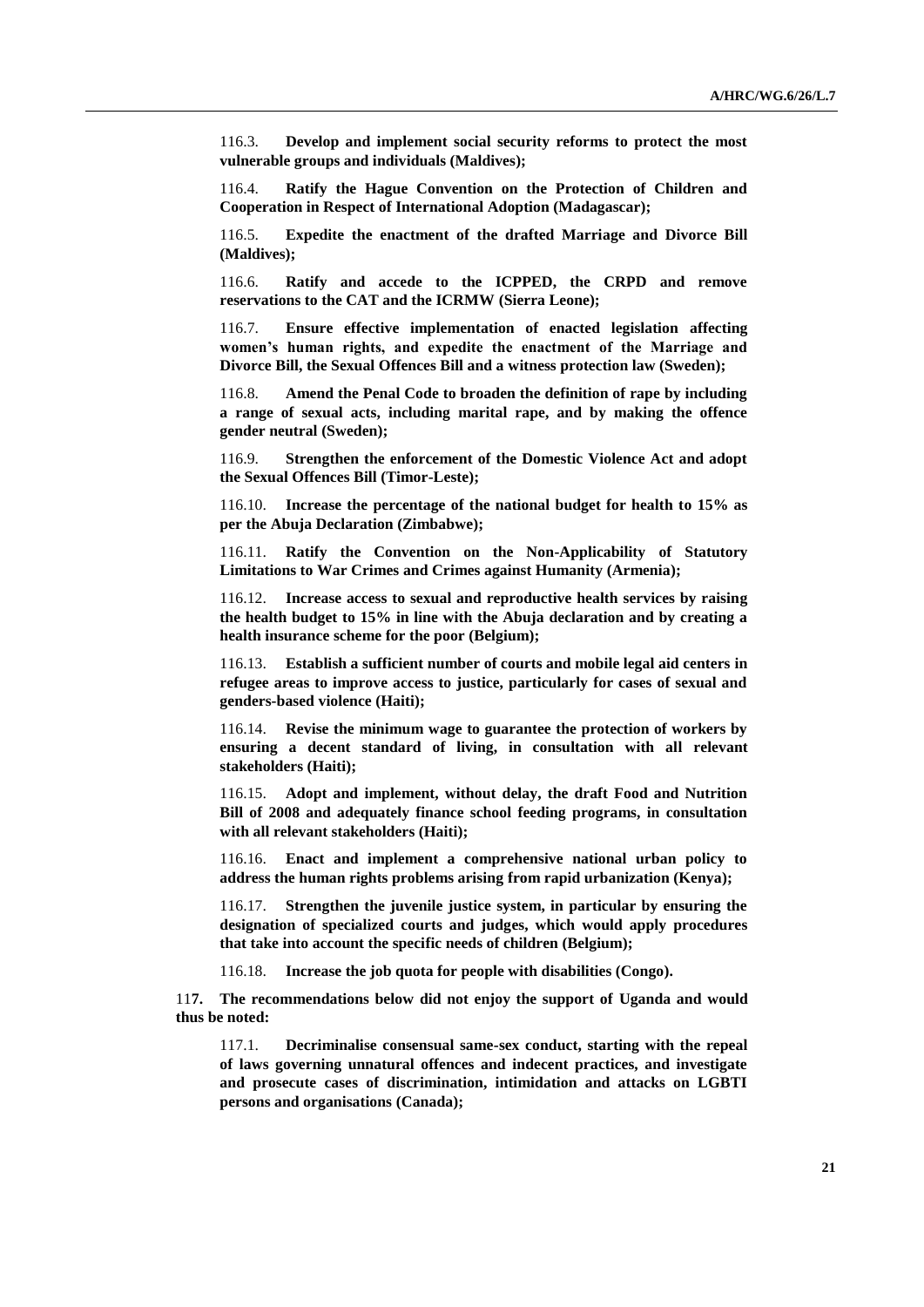116.3. **Develop and implement social security reforms to protect the most vulnerable groups and individuals (Maldives);**

116.4. **Ratify the Hague Convention on the Protection of Children and Cooperation in Respect of International Adoption (Madagascar);**

116.5. **Expedite the enactment of the drafted Marriage and Divorce Bill (Maldives);**

116.6. **Ratify and accede to the ICPPED, the CRPD and remove reservations to the CAT and the ICRMW (Sierra Leone);**

116.7. **Ensure effective implementation of enacted legislation affecting women's human rights, and expedite the enactment of the Marriage and Divorce Bill, the Sexual Offences Bill and a witness protection law (Sweden);**

116.8. **Amend the Penal Code to broaden the definition of rape by including a range of sexual acts, including marital rape, and by making the offence gender neutral (Sweden);**

116.9. **Strengthen the enforcement of the Domestic Violence Act and adopt the Sexual Offences Bill (Timor-Leste);**

116.10. **Increase the percentage of the national budget for health to 15% as per the Abuja Declaration (Zimbabwe);**

116.11. **Ratify the Convention on the Non-Applicability of Statutory Limitations to War Crimes and Crimes against Humanity (Armenia);**

116.12. **Increase access to sexual and reproductive health services by raising the health budget to 15% in line with the Abuja declaration and by creating a health insurance scheme for the poor (Belgium);**

116.13. **Establish a sufficient number of courts and mobile legal aid centers in refugee areas to improve access to justice, particularly for cases of sexual and genders-based violence (Haiti);**

116.14. **Revise the minimum wage to guarantee the protection of workers by ensuring a decent standard of living, in consultation with all relevant stakeholders (Haiti);**

116.15. **Adopt and implement, without delay, the draft Food and Nutrition Bill of 2008 and adequately finance school feeding programs, in consultation with all relevant stakeholders (Haiti);**

116.16. **Enact and implement a comprehensive national urban policy to address the human rights problems arising from rapid urbanization (Kenya);**

116.17. **Strengthen the juvenile justice system, in particular by ensuring the designation of specialized courts and judges, which would apply procedures that take into account the specific needs of children (Belgium);**

116.18. **Increase the job quota for people with disabilities (Congo).**

117. **The recommendations below did not enjoy the support of Uganda and would thus be noted:**

117.1. **Decriminalise consensual same-sex conduct, starting with the repeal of laws governing unnatural offences and indecent practices, and investigate and prosecute cases of discrimination, intimidation and attacks on LGBTI persons and organisations (Canada);**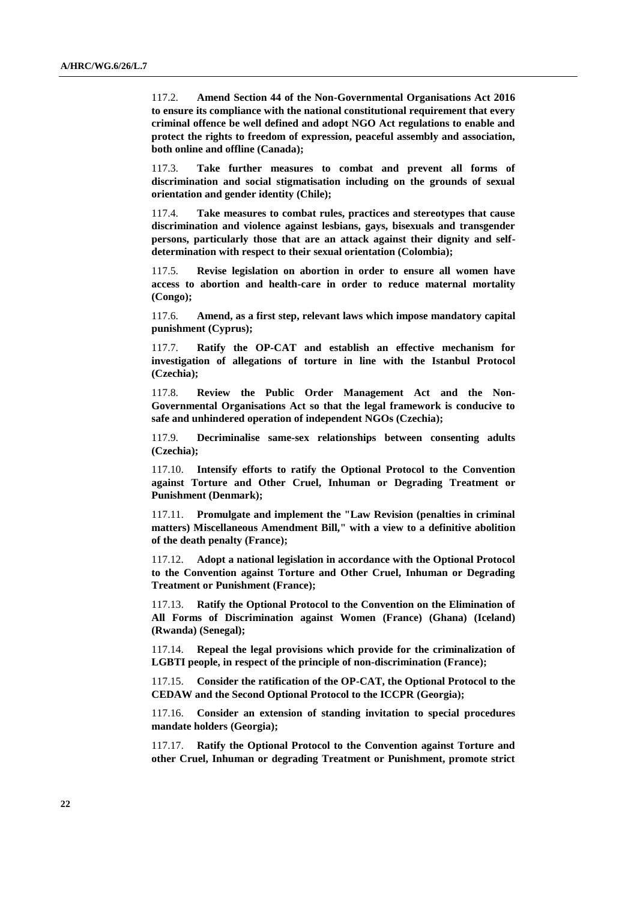117.2. **Amend Section 44 of the Non-Governmental Organisations Act 2016 to ensure its compliance with the national constitutional requirement that every criminal offence be well defined and adopt NGO Act regulations to enable and protect the rights to freedom of expression, peaceful assembly and association, both online and offline (Canada);**

117.3. **Take further measures to combat and prevent all forms of discrimination and social stigmatisation including on the grounds of sexual orientation and gender identity (Chile);**

117.4. **Take measures to combat rules, practices and stereotypes that cause discrimination and violence against lesbians, gays, bisexuals and transgender persons, particularly those that are an attack against their dignity and self-determination with respect to their sexual orientation (Colombia);**

117.5. **Revise legislation on abortion in order to ensure all women have access to abortion and health-care in order to reduce maternal mortality (Congo);**

117.6. **Amend, as a first step, relevant laws which impose mandatory capital punishment (Cyprus);**

117.7. **Ratify the OP-CAT and establish an effective mechanism for investigation of allegations of torture in line with the Istanbul Protocol (Czechia);**

117.8. **Review the Public Order Management Act and the Non-Governmental Organisations Act so that the legal framework is conducive to safe and unhindered operation of independent NGOs (Czechia);**

117.9. **Decriminalise same-sex relationships between consenting adults (Czechia);**

117.10. **Intensify efforts to ratify the Optional Protocol to the Convention against Torture and Other Cruel, Inhuman or Degrading Treatment or Punishment (Denmark);**

117.11. **Promulgate and implement the "Law Revision (penalties in criminal matters) Miscellaneous Amendment Bill," with a view to a definitive abolition of the death penalty (France);**

117.12. **Adopt a national legislation in accordance with the Optional Protocol to the Convention against Torture and Other Cruel, Inhuman or Degrading Treatment or Punishment (France);**

117.13. **Ratify the Optional Protocol to the Convention on the Elimination of All Forms of Discrimination against Women (France) (Ghana) (Iceland) (Rwanda) (Senegal);**

117.14. **Repeal the legal provisions which provide for the criminalization of LGBTI people, in respect of the principle of non-discrimination (France);**

117.15. **Consider the ratification of the OP-CAT, the Optional Protocol to the CEDAW and the Second Optional Protocol to the ICCPR (Georgia);**

117.16. **Consider an extension of standing invitation to special procedures mandate holders (Georgia);**

117.17. **Ratify the Optional Protocol to the Convention against Torture and other Cruel, Inhuman or degrading Treatment or Punishment, promote strict**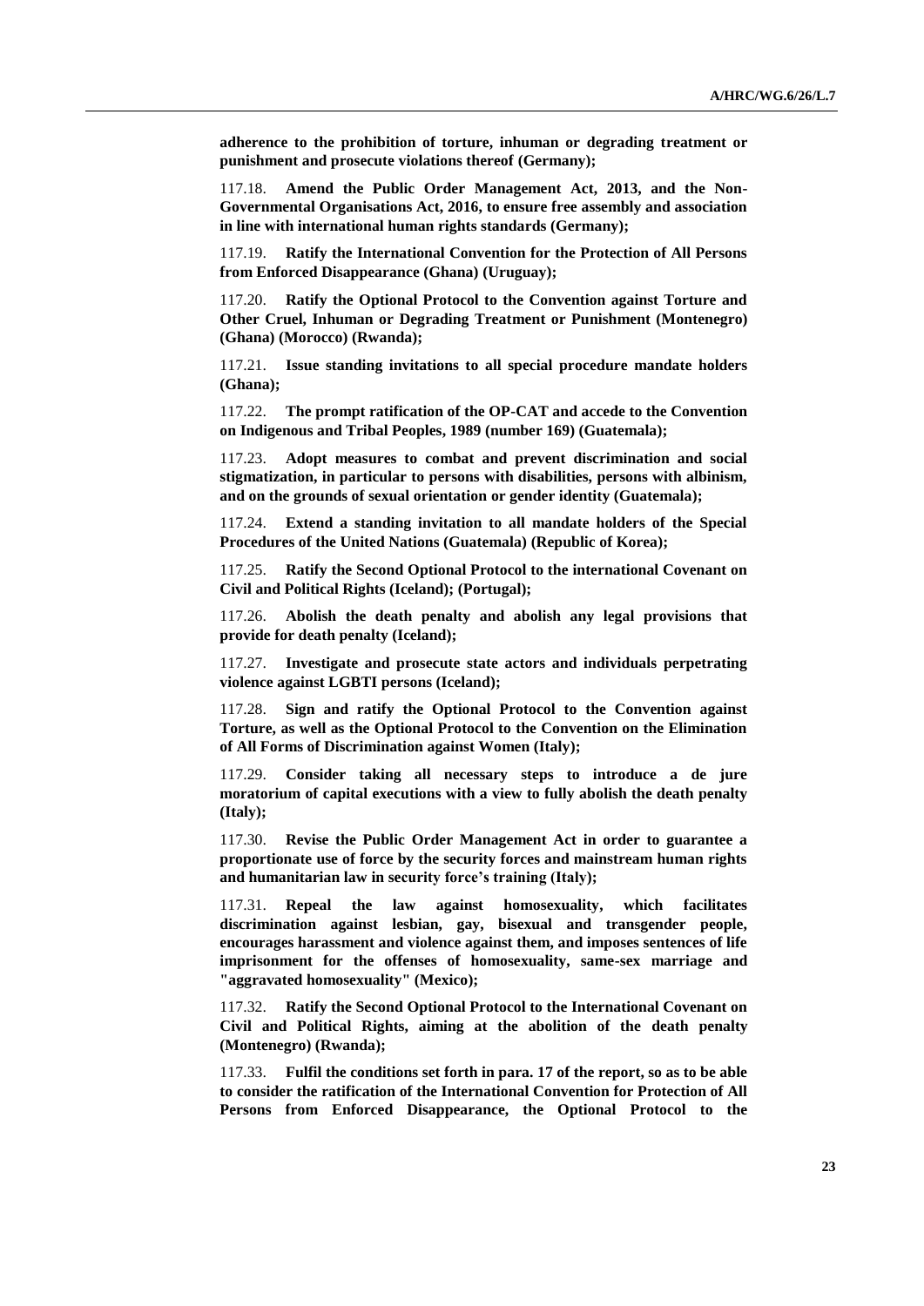**adherence to the prohibition of torture, inhuman or degrading treatment or punishment and prosecute violations thereof (Germany);**

117.18. **Amend the Public Order Management Act, 2013, and the Non-Governmental Organisations Act, 2016, to ensure free assembly and association in line with international human rights standards (Germany);**

117.19. **Ratify the International Convention for the Protection of All Persons from Enforced Disappearance (Ghana) (Uruguay);**

117.20. **Ratify the Optional Protocol to the Convention against Torture and Other Cruel, Inhuman or Degrading Treatment or Punishment (Montenegro) (Ghana) (Morocco) (Rwanda);**

117.21. **Issue standing invitations to all special procedure mandate holders (Ghana);**

117.22. **The prompt ratification of the OP-CAT and accede to the Convention on Indigenous and Tribal Peoples, 1989 (number 169) (Guatemala);**

117.23. **Adopt measures to combat and prevent discrimination and social stigmatization, in particular to persons with disabilities, persons with albinism, and on the grounds of sexual orientation or gender identity (Guatemala);**

117.24. **Extend a standing invitation to all mandate holders of the Special Procedures of the United Nations (Guatemala) (Republic of Korea);**

117.25. **Ratify the Second Optional Protocol to the international Covenant on Civil and Political Rights (Iceland); (Portugal);**

117.26. **Abolish the death penalty and abolish any legal provisions that provide for death penalty (Iceland);**

117.27. **Investigate and prosecute state actors and individuals perpetrating violence against LGBTI persons (Iceland);**

117.28. **Sign and ratify the Optional Protocol to the Convention against Torture, as well as the Optional Protocol to the Convention on the Elimination of All Forms of Discrimination against Women (Italy);**

117.29. **Consider taking all necessary steps to introduce a de jure moratorium of capital executions with a view to fully abolish the death penalty (Italy);**

117.30. **Revise the Public Order Management Act in order to guarantee a proportionate use of force by the security forces and mainstream human rights and humanitarian law in security force's training (Italy);**

117.31. **Repeal the law against homosexuality, which facilitates discrimination against lesbian, gay, bisexual and transgender people, encourages harassment and violence against them, and imposes sentences of life imprisonment for the offenses of homosexuality, same-sex marriage and "aggravated homosexuality" (Mexico);**

117.32. **Ratify the Second Optional Protocol to the International Covenant on Civil and Political Rights, aiming at the abolition of the death penalty (Montenegro) (Rwanda);**

117.33. **Fulfil the conditions set forth in para. 17 of the report, so as to be able to consider the ratification of the International Convention for Protection of All Persons from Enforced Disappearance, the Optional Protocol to the**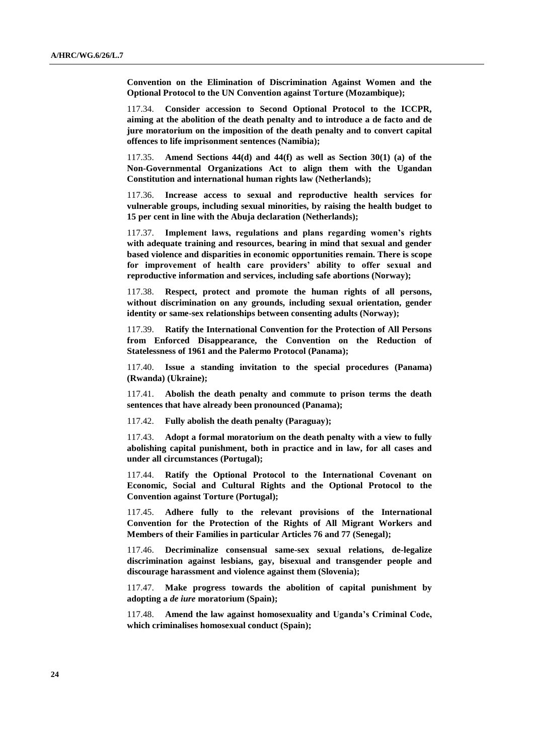**Convention on the Elimination of Discrimination Against Women and the Optional Protocol to the UN Convention against Torture (Mozambique);**

117.34. **Consider accession to Second Optional Protocol to the ICCPR, aiming at the abolition of the death penalty and to introduce a de facto and de jure moratorium on the imposition of the death penalty and to convert capital offences to life imprisonment sentences (Namibia);**

117.35. **Amend Sections 44(d) and 44(f) as well as Section 30(1) (a) of the Non-Governmental Organizations Act to align them with the Ugandan Constitution and international human rights law (Netherlands);**

117.36. **Increase access to sexual and reproductive health services for vulnerable groups, including sexual minorities, by raising the health budget to 15 per cent in line with the Abuja declaration (Netherlands);**

117.37. **Implement laws, regulations and plans regarding women's rights with adequate training and resources, bearing in mind that sexual and gender based violence and disparities in economic opportunities remain. There is scope for improvement of health care providers' ability to offer sexual and reproductive information and services, including safe abortions (Norway);**

117.38. **Respect, protect and promote the human rights of all persons, without discrimination on any grounds, including sexual orientation, gender identity or same-sex relationships between consenting adults (Norway);**

117.39. **Ratify the International Convention for the Protection of All Persons from Enforced Disappearance, the Convention on the Reduction of Statelessness of 1961 and the Palermo Protocol (Panama);**

117.40. **Issue a standing invitation to the special procedures (Panama) (Rwanda) (Ukraine);**

117.41. **Abolish the death penalty and commute to prison terms the death sentences that have already been pronounced (Panama);**

117.42. **Fully abolish the death penalty (Paraguay);**

117.43. **Adopt a formal moratorium on the death penalty with a view to fully abolishing capital punishment, both in practice and in law, for all cases and under all circumstances (Portugal);**

117.44. **Ratify the Optional Protocol to the International Covenant on Economic, Social and Cultural Rights and the Optional Protocol to the Convention against Torture (Portugal);**

117.45. **Adhere fully to the relevant provisions of the International Convention for the Protection of the Rights of All Migrant Workers and Members of their Families in particular Articles 76 and 77 (Senegal);**

117.46. **Decriminalize consensual same-sex sexual relations, de-legalize discrimination against lesbians, gay, bisexual and transgender people and discourage harassment and violence against them (Slovenia);**

117.47. **Make progress towards the abolition of capital punishment by adopting a *de iure* moratorium (Spain);**

117.48. **Amend the law against homosexuality and Uganda's Criminal Code, which criminalises homosexual conduct (Spain);**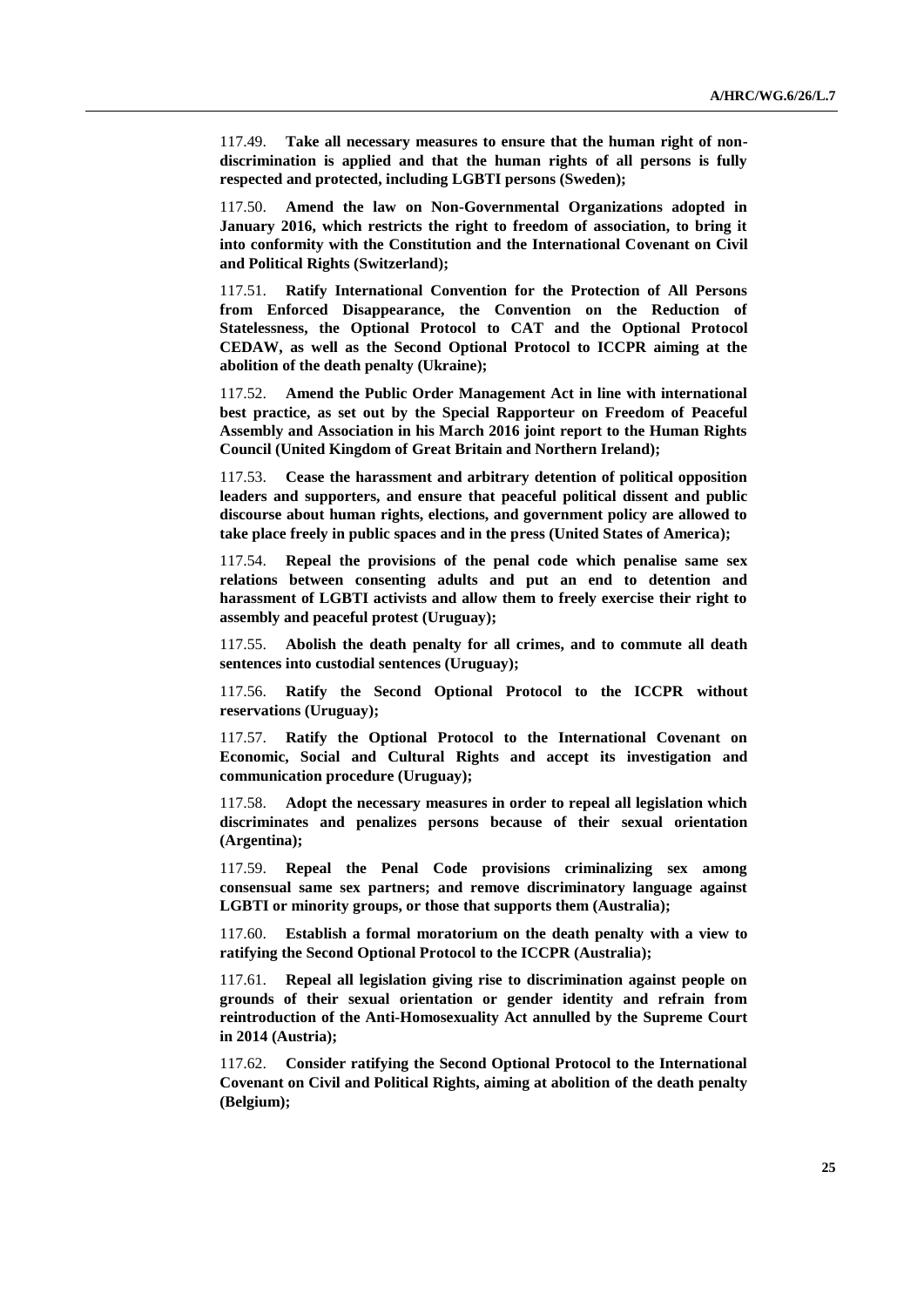117.49. **Take all necessary measures to ensure that the human right of non-discrimination is applied and that the human rights of all persons is fully respected and protected, including LGBTI persons (Sweden);**

117.50. **Amend the law on Non-Governmental Organizations adopted in January 2016, which restricts the right to freedom of association, to bring it into conformity with the Constitution and the International Covenant on Civil and Political Rights (Switzerland);**

117.51. **Ratify International Convention for the Protection of All Persons from Enforced Disappearance, the Convention on the Reduction of Statelessness, the Optional Protocol to CAT and the Optional Protocol CEDAW, as well as the Second Optional Protocol to ICCPR aiming at the abolition of the death penalty (Ukraine);**

117.52. **Amend the Public Order Management Act in line with international best practice, as set out by the Special Rapporteur on Freedom of Peaceful Assembly and Association in his March 2016 joint report to the Human Rights Council (United Kingdom of Great Britain and Northern Ireland);**

117.53. **Cease the harassment and arbitrary detention of political opposition leaders and supporters, and ensure that peaceful political dissent and public discourse about human rights, elections, and government policy are allowed to take place freely in public spaces and in the press (United States of America);**

117.54. **Repeal the provisions of the penal code which penalise same sex relations between consenting adults and put an end to detention and harassment of LGBTI activists and allow them to freely exercise their right to assembly and peaceful protest (Uruguay);**

117.55. **Abolish the death penalty for all crimes, and to commute all death sentences into custodial sentences (Uruguay);**

117.56. **Ratify the Second Optional Protocol to the ICCPR without reservations (Uruguay);**

117.57. **Ratify the Optional Protocol to the International Covenant on Economic, Social and Cultural Rights and accept its investigation and communication procedure (Uruguay);**

117.58. **Adopt the necessary measures in order to repeal all legislation which discriminates and penalizes persons because of their sexual orientation (Argentina);**

117.59. **Repeal the Penal Code provisions criminalizing sex among consensual same sex partners; and remove discriminatory language against LGBTI or minority groups, or those that supports them (Australia);**

117.60. **Establish a formal moratorium on the death penalty with a view to ratifying the Second Optional Protocol to the ICCPR (Australia);**

117.61. **Repeal all legislation giving rise to discrimination against people on grounds of their sexual orientation or gender identity and refrain from reintroduction of the Anti-Homosexuality Act annulled by the Supreme Court in 2014 (Austria);**

117.62. **Consider ratifying the Second Optional Protocol to the International Covenant on Civil and Political Rights, aiming at abolition of the death penalty (Belgium);**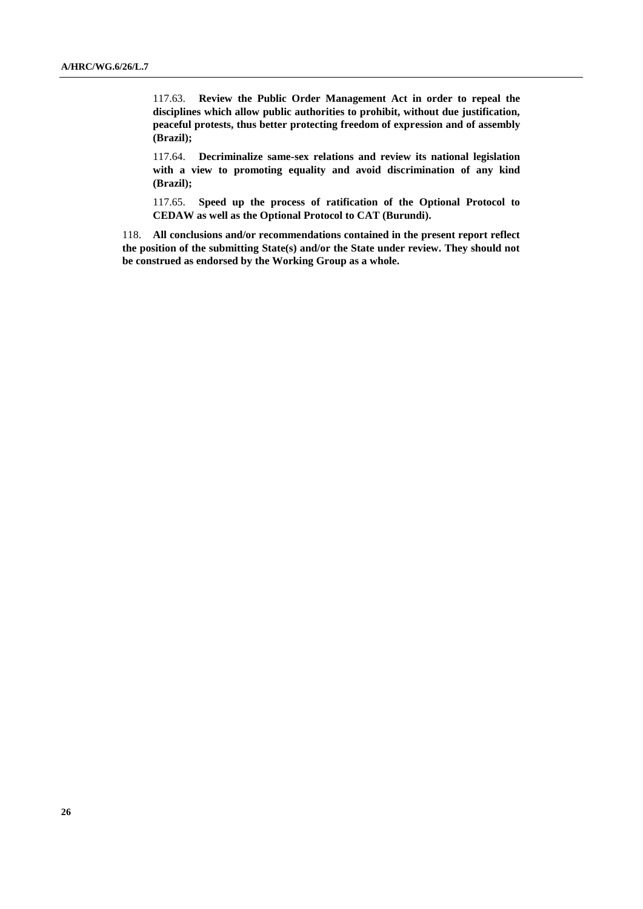117.63. **Review the Public Order Management Act in order to repeal the disciplines which allow public authorities to prohibit, without due justification, peaceful protests, thus better protecting freedom of expression and of assembly (Brazil);**

117.64. **Decriminalize same-sex relations and review its national legislation with a view to promoting equality and avoid discrimination of any kind (Brazil);**

117.65. **Speed up the process of ratification of the Optional Protocol to CEDAW as well as the Optional Protocol to CAT (Burundi).**

118. **All conclusions and/or recommendations contained in the present report reflect the position of the submitting State(s) and/or the State under review. They should not be construed as endorsed by the Working Group as a whole.**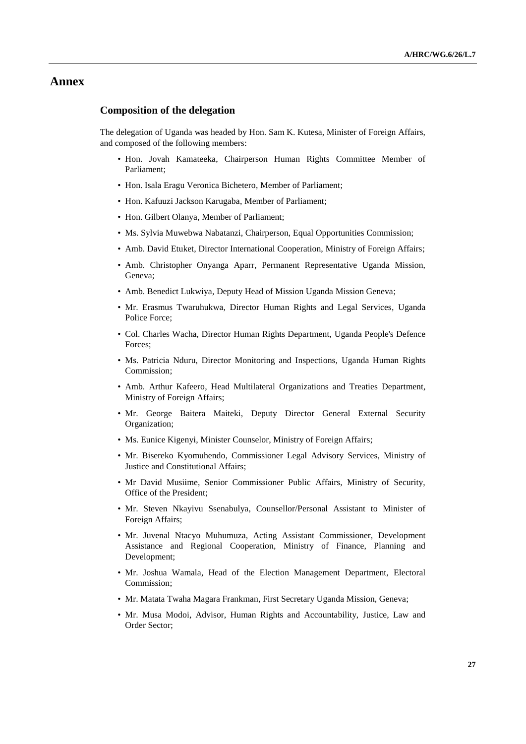# Annex

## Composition of the delegation

The delegation of Uganda was headed by Hon. Sam K. Kutesa, Minister of Foreign Affairs, and composed of the following members:

- Hon. Jovah Kamateeka, Chairperson Human Rights Committee Member of Parliament;
- Hon. Isala Eragu Veronica Bichetero, Member of Parliament;
- Hon. Kafuuzi Jackson Karugaba, Member of Parliament;
- Hon. Gilbert Olanya, Member of Parliament;
- Ms. Sylvia Muwebwa Nabatanzi, Chairperson, Equal Opportunities Commission;
- Amb. David Etuket, Director International Cooperation, Ministry of Foreign Affairs;
- Amb. Christopher Onyanga Aparr, Permanent Representative Uganda Mission, Geneva;
- Amb. Benedict Lukwiya, Deputy Head of Mission Uganda Mission Geneva;
- Mr. Erasmus Twaruhukwa, Director Human Rights and Legal Services, Uganda Police Force;
- Col. Charles Wacha, Director Human Rights Department, Uganda People's Defence Forces;
- Ms. Patricia Nduru, Director Monitoring and Inspections, Uganda Human Rights Commission;
- Amb. Arthur Kafeero, Head Multilateral Organizations and Treaties Department, Ministry of Foreign Affairs;
- Mr. George Baitera Maiteki, Deputy Director General External Security Organization;
- Ms. Eunice Kigenyi, Minister Counselor, Ministry of Foreign Affairs;
- Mr. Bisereko Kyomuhendo, Commissioner Legal Advisory Services, Ministry of Justice and Constitutional Affairs;
- Mr David Musiime, Senior Commissioner Public Affairs, Ministry of Security, Office of the President;
- Mr. Steven Nkayivu Ssenabulya, Counsellor/Personal Assistant to Minister of Foreign Affairs;
- Mr. Juvenal Ntacyo Muhumuza, Acting Assistant Commissioner, Development Assistance and Regional Cooperation, Ministry of Finance, Planning and Development;
- Mr. Joshua Wamala, Head of the Election Management Department, Electoral Commission;
- Mr. Matata Twaha Magara Frankman, First Secretary Uganda Mission, Geneva;
- Mr. Musa Modoi, Advisor, Human Rights and Accountability, Justice, Law and Order Sector;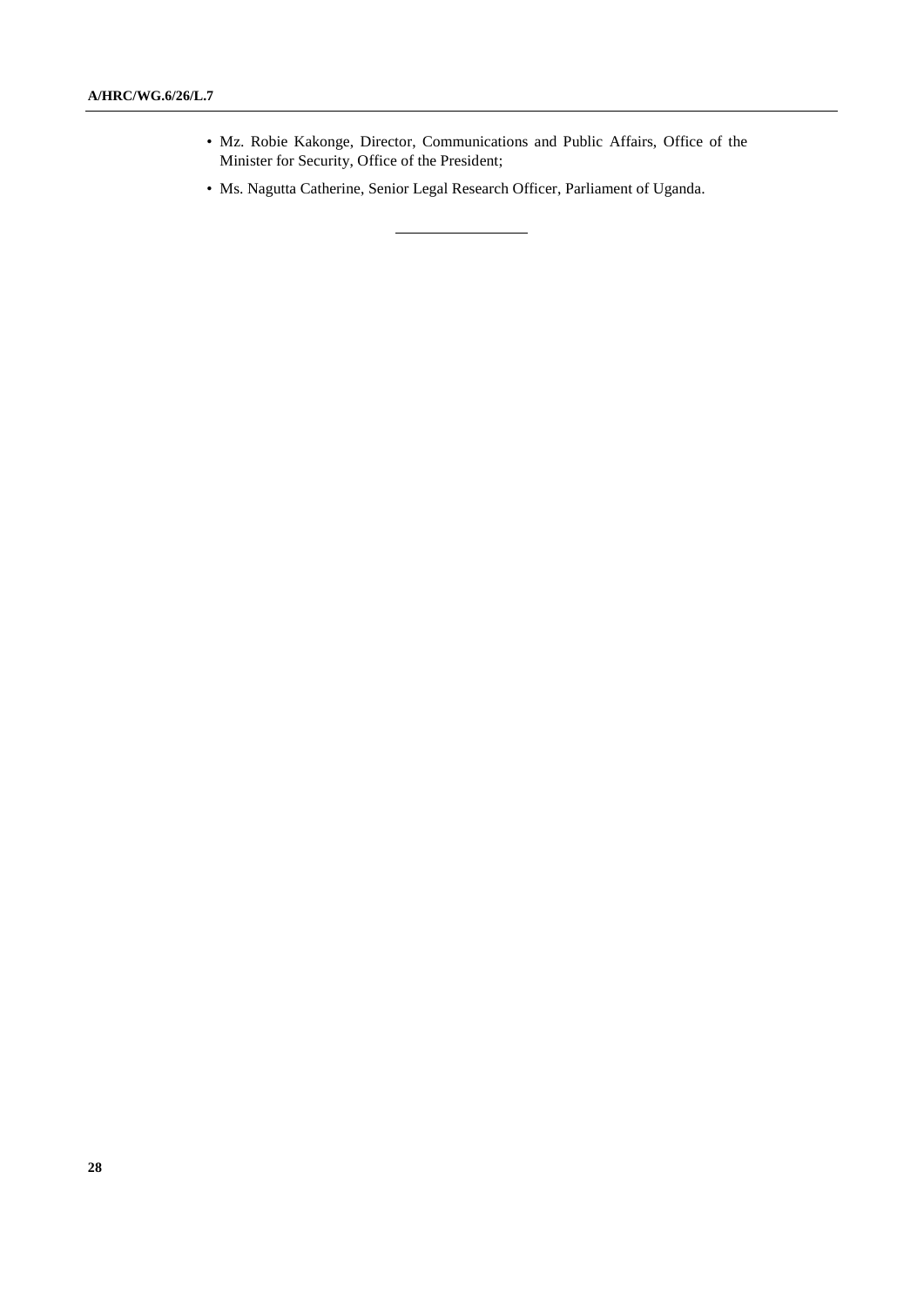- Mz. Robie Kakonge, Director, Communications and Public Affairs, Office of the Minister for Security, Office of the President;
- Ms. Nagutta Catherine, Senior Legal Research Officer, Parliament of Uganda.